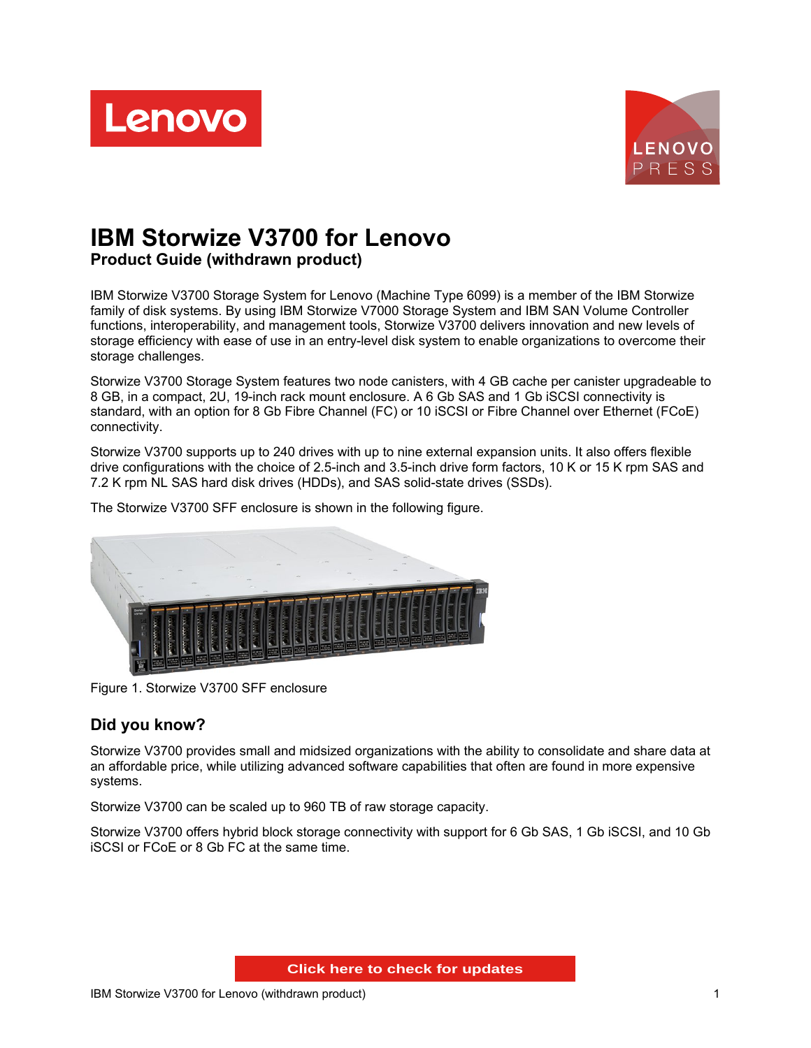# IBM Storwize V3700 for Lenovo

## Product Guide (withdrawn product)

IBM Storwize V3700 Storage System for Lenovo (Machine Type 6099) is a member of the IBM Storwize family of disk systems. By using IBM Storwize V7000 Storage System and IBM SAN Volume Controller functions, interoperability, and management tools, Storwize V3700 delivers innovation and new levels of storage efficiency with ease of use in an entry-level disk system to enable organizations to overcome their storage challenges.

Storwize V3700 Storage System features two node canisters, with 4 GB cache per canister upgradeable to 8 GB, in a compact, 2U, 19-inch rack mount enclosure. A 6 Gb SAS and 1 Gb iSCSI connectivity is standard, with an option for 8 Gb Fibre Channel (FC) or 10 iSCSI or Fibre Channel over Ethernet (FCoE) connectivity.

Storwize V3700 supports up to 240 drives with up to nine external expansion units. It also offers flexible drive configurations with the choice of 2.5-inch and 3.5-inch drive form factors, 10 K or 15 K rpm SAS and 7.2 K rpm NL SAS hard disk drives (HDDs), and SAS solid-state drives (SSDs).

The Storwize V3700 SFF enclosure is shown in the following figure.

Figure 1. Storwize V3700 SFF enclosure

## Did you know?

Storwize V3700 provides small and midsized organizations with the ability to consolidate and share data at an affordable price, while utilizing advanced software capabilities that often are found in more expensive systems.

Storwize V3700 can be scaled up to 960 TB of raw storage capacity.

Storwize V3700 offers hybrid block storage connectivity with support for 6 Gb SAS, 1 Gb iSCSI, and 10 Gb iSCSI or FCoE or 8 Gb FC at the same time.

Click here to check for updates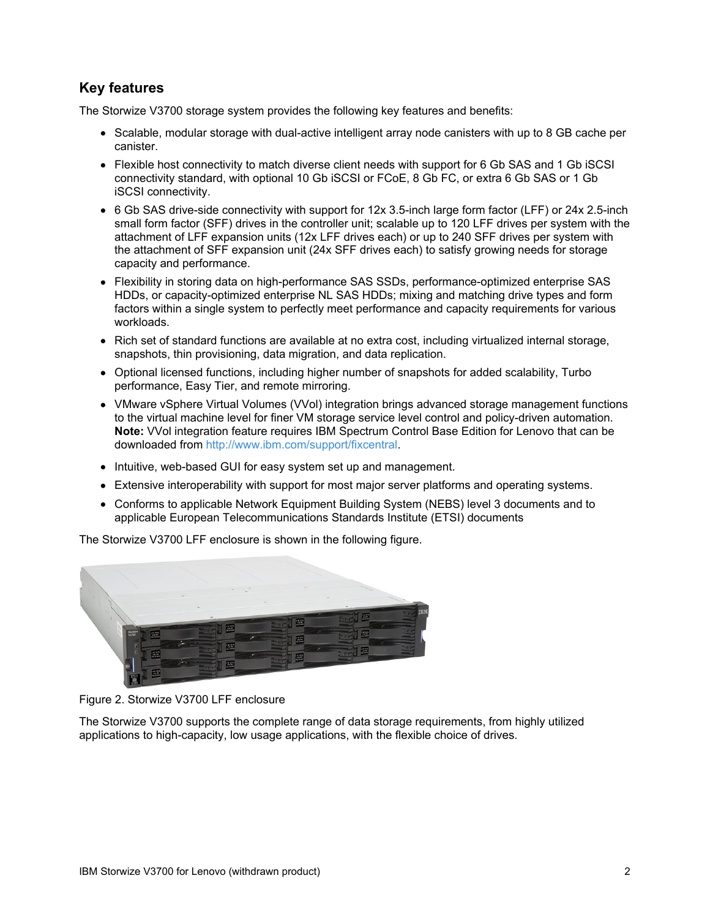## Key features

The Storwize V3700 storage system provides the following key features and benefits:

- Scalable, modular storage with dual-active intelligent array node canisters with up to 8 GB cache per canister.
- Flexible host connectivity to match diverse client needs with support for 6 Gb SAS and 1 Gb iSCSI connectivity standard, with optional 10 Gb iSCSI or FCoE, 8 Gb FC, or extra 6 Gb SAS or 1 Gb iSCSI connectivity.
- 6 Gb SAS drive-side connectivity with support for 12x 3.5-inch large form factor (LFF) or 24x 2.5-inch small form factor (SFF) drives in the controller unit; scalable up to 120 LFF drives per system with the attachment of LFF expansion units (12x LFF drives each) or up to 240 SFF drives per system with the attachment of SFF expansion unit (24x SFF drives each) to satisfy growing needs for storage capacity and performance.
- Flexibility in storing data on high-performance SAS SSDs, performance-optimized enterprise SAS HDDs, or capacity-optimized enterprise NL SAS HDDs; mixing and matching drive types and form factors within a single system to perfectly meet performance and capacity requirements for various workloads.
- Rich set of standard functions are available at no extra cost, including virtualized internal storage, snapshots, thin provisioning, data migration, and data replication.
- Optional licensed functions, including higher number of snapshots for added scalability, Turbo performance, Easy Tier, and remote mirroring.
- VMware vSphere Virtual Volumes (VVol) integration brings advanced storage management functions to the virtual machine level for finer VM storage service level control and policy-driven automation. **Note:** VVol integration feature requires IBM Spectrum Control Base Edition for Lenovo that can be downloaded from http://www.ibm.com/support/fixcentral.
- Intuitive, web-based GUI for easy system set up and management.
- Extensive interoperability with support for most major server platforms and operating systems.
- Conforms to applicable Network Equipment Building System (NEBS) level 3 documents and to applicable European Telecommunications Standards Institute (ETSI) documents

The Storwize V3700 LFF enclosure is shown in the following figure.

Figure 2. Storwize V3700 LFF enclosure

The Storwize V3700 supports the complete range of data storage requirements, from highly utilized applications to high-capacity, low usage applications, with the flexible choice of drives.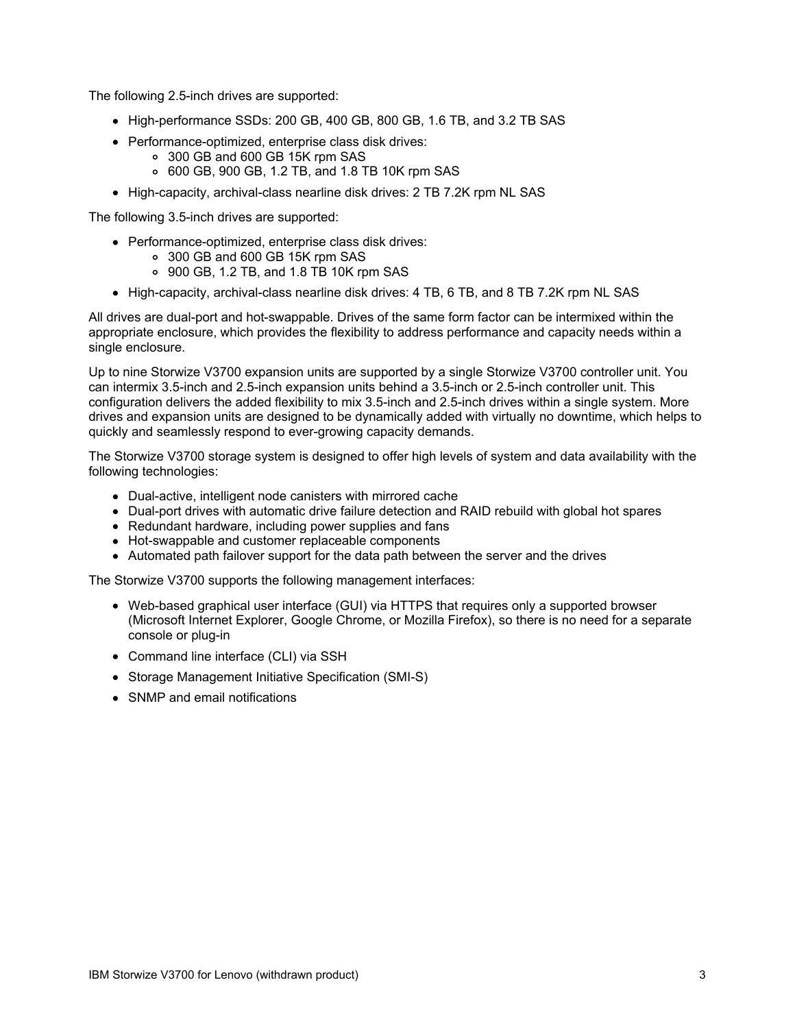The following 2.5-inch drives are supported:

- High-performance SSDs: 200 GB, 400 GB, 800 GB, 1.6 TB, and 3.2 TB SAS
- Performance-optimized, enterprise class disk drives:
  - 300 GB and 600 GB 15K rpm SAS
  - 600 GB, 900 GB, 1.2 TB, and 1.8 TB 10K rpm SAS
- High-capacity, archival-class nearline disk drives: 2 TB 7.2K rpm NL SAS

The following 3.5-inch drives are supported:

- Performance-optimized, enterprise class disk drives:
  - 300 GB and 600 GB 15K rpm SAS
  - 900 GB, 1.2 TB, and 1.8 TB 10K rpm SAS
- High-capacity, archival-class nearline disk drives: 4 TB, 6 TB, and 8 TB 7.2K rpm NL SAS

All drives are dual-port and hot-swappable. Drives of the same form factor can be intermixed within the appropriate enclosure, which provides the flexibility to address performance and capacity needs within a single enclosure.

Up to nine Storwize V3700 expansion units are supported by a single Storwize V3700 controller unit. You can intermix 3.5-inch and 2.5-inch expansion units behind a 3.5-inch or 2.5-inch controller unit. This configuration delivers the added flexibility to mix 3.5-inch and 2.5-inch drives within a single system. More drives and expansion units are designed to be dynamically added with virtually no downtime, which helps to quickly and seamlessly respond to ever-growing capacity demands.

The Storwize V3700 storage system is designed to offer high levels of system and data availability with the following technologies:

- Dual-active, intelligent node canisters with mirrored cache
- Dual-port drives with automatic drive failure detection and RAID rebuild with global hot spares
- Redundant hardware, including power supplies and fans
- Hot-swappable and customer replaceable components
- Automated path failover support for the data path between the server and the drives

The Storwize V3700 supports the following management interfaces:

- Web-based graphical user interface (GUI) via HTTPS that requires only a supported browser (Microsoft Internet Explorer, Google Chrome, or Mozilla Firefox), so there is no need for a separate console or plug-in
- Command line interface (CLI) via SSH
- Storage Management Initiative Specification (SMI-S)
- SNMP and email notifications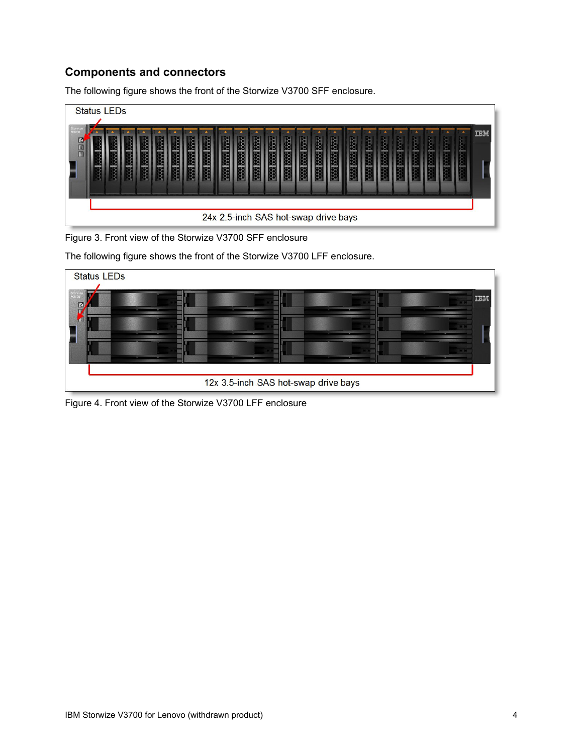## Components and connectors

The following figure shows the front of the Storwize V3700 SFF enclosure.

Figure 3. Front view of the Storwize V3700 SFF enclosure

The following figure shows the front of the Storwize V3700 LFF enclosure.

Figure 4. Front view of the Storwize V3700 LFF enclosure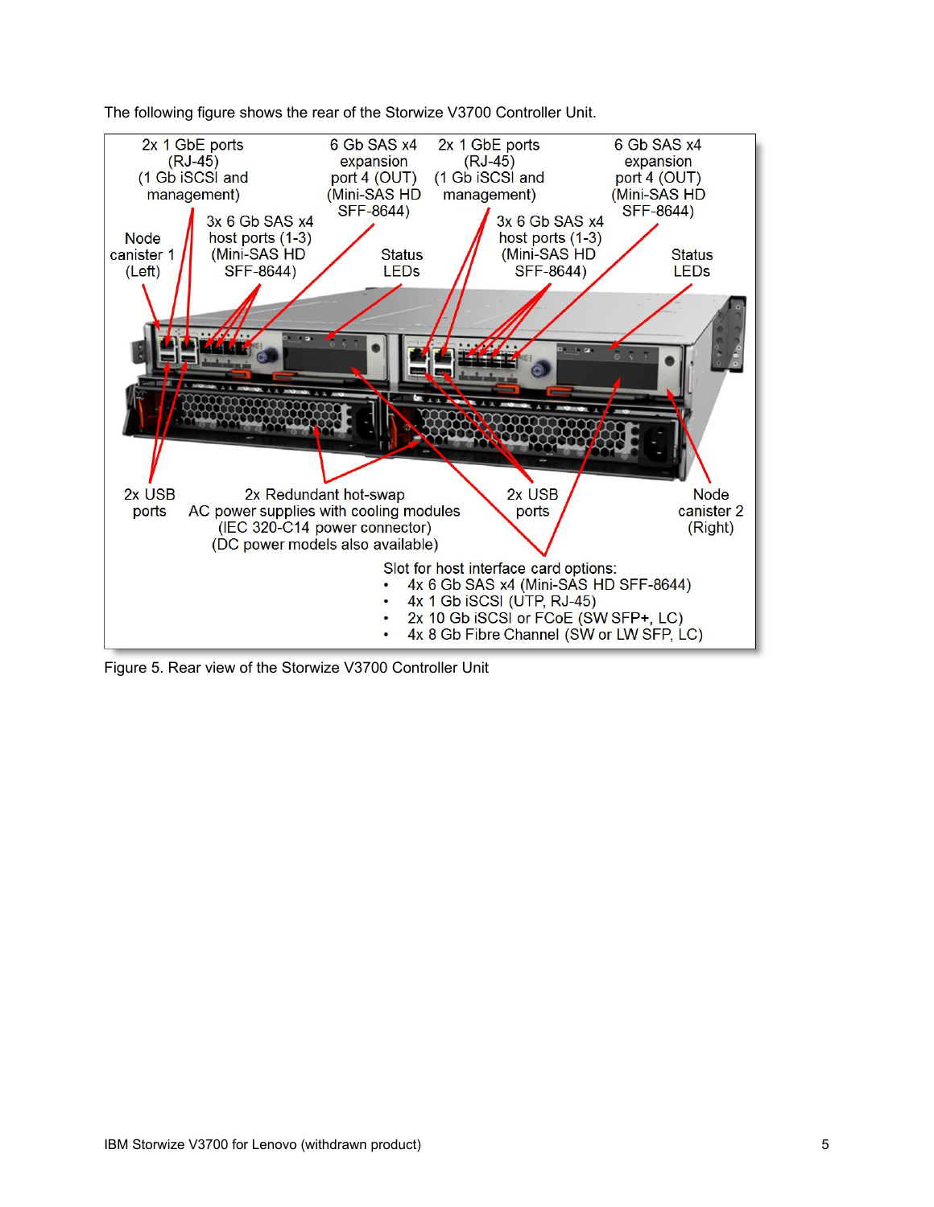The following figure shows the rear of the Storwize V3700 Controller Unit.

2x 1 GbE ports (RJ-45) (1 Gb iSCSI and management)

6 Gb SAS x4 expansion port 4 (OUT) (Mini-SAS HD SFF-8644)

2x 1 GbE ports (RJ-45) (1 Gb iSCSI and management)

6 Gb SAS x4 expansion port 4 (OUT) (Mini-SAS HD SFF-8644)

Node canister 1 (Left)

3x 6 Gb SAS x4 host ports (1-3) (Mini-SAS HD SFF-8644)

Status LEDs

3x 6 Gb SAS x4 host ports (1-3) (Mini-SAS HD SFF-8644)

Status LEDs

2x USB ports

2x Redundant hot-swap AC power supplies with cooling modules (IEC 320-C14 power connector) (DC power models also available)

2x USB ports

Node canister 2 (Right)

Slot for host interface card options:

- 4x 6 Gb SAS x4 (Mini-SAS HD SFF-8644)
- 4x 1 Gb iSCSI (UTP, RJ-45)
- 2x 10 Gb iSCSI or FCoE (SW SFP+, LC)
- 4x 8 Gb Fibre Channel (SW or LW SFP, LC)

Figure 5. Rear view of the Storwize V3700 Controller Unit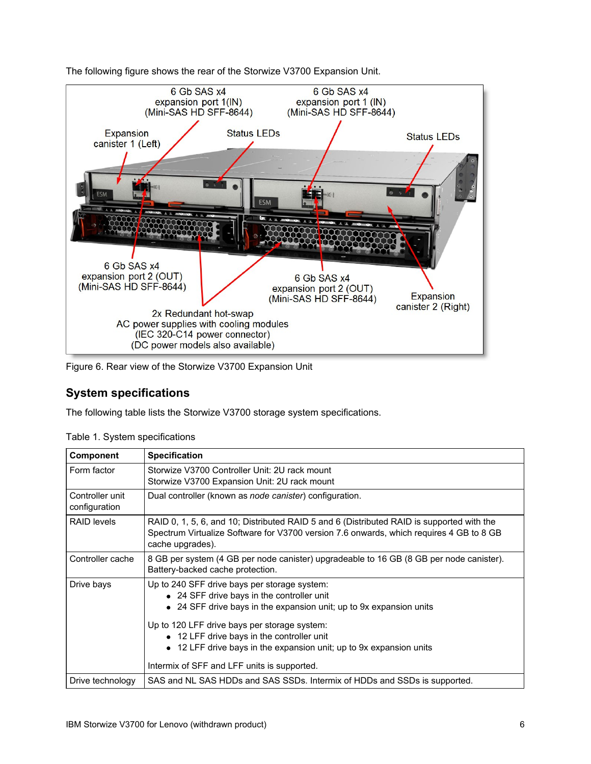The following figure shows the rear of the Storwize V3700 Expansion Unit.

Figure 6. Rear view of the Storwize V3700 Expansion Unit

## System specifications

The following table lists the Storwize V3700 storage system specifications.

Table 1. System specifications

| Component | Specification |
|---|---|
| Form factor | Storwize V3700 Controller Unit: 2U rack mount<br>Storwize V3700 Expansion Unit: 2U rack mount |
| Controller unit configuration | Dual controller (known as *node canister*) configuration. |
| RAID levels | RAID 0, 1, 5, 6, and 10; Distributed RAID 5 and 6 (Distributed RAID is supported with the Spectrum Virtualize Software for V3700 version 7.6 onwards, which requires 4 GB to 8 GB cache upgrades). |
| Controller cache | 8 GB per system (4 GB per node canister) upgradeable to 16 GB (8 GB per node canister). Battery-backed cache protection. |
| Drive bays | Up to 240 SFF drive bays per storage system:<br>• 24 SFF drive bays in the controller unit<br>• 24 SFF drive bays in the expansion unit; up to 9x expansion units<br><br>Up to 120 LFF drive bays per storage system:<br>• 12 LFF drive bays in the controller unit<br>• 12 LFF drive bays in the expansion unit; up to 9x expansion units<br><br>Intermix of SFF and LFF units is supported. |
| Drive technology | SAS and NL SAS HDDs and SAS SSDs. Intermix of HDDs and SSDs is supported. |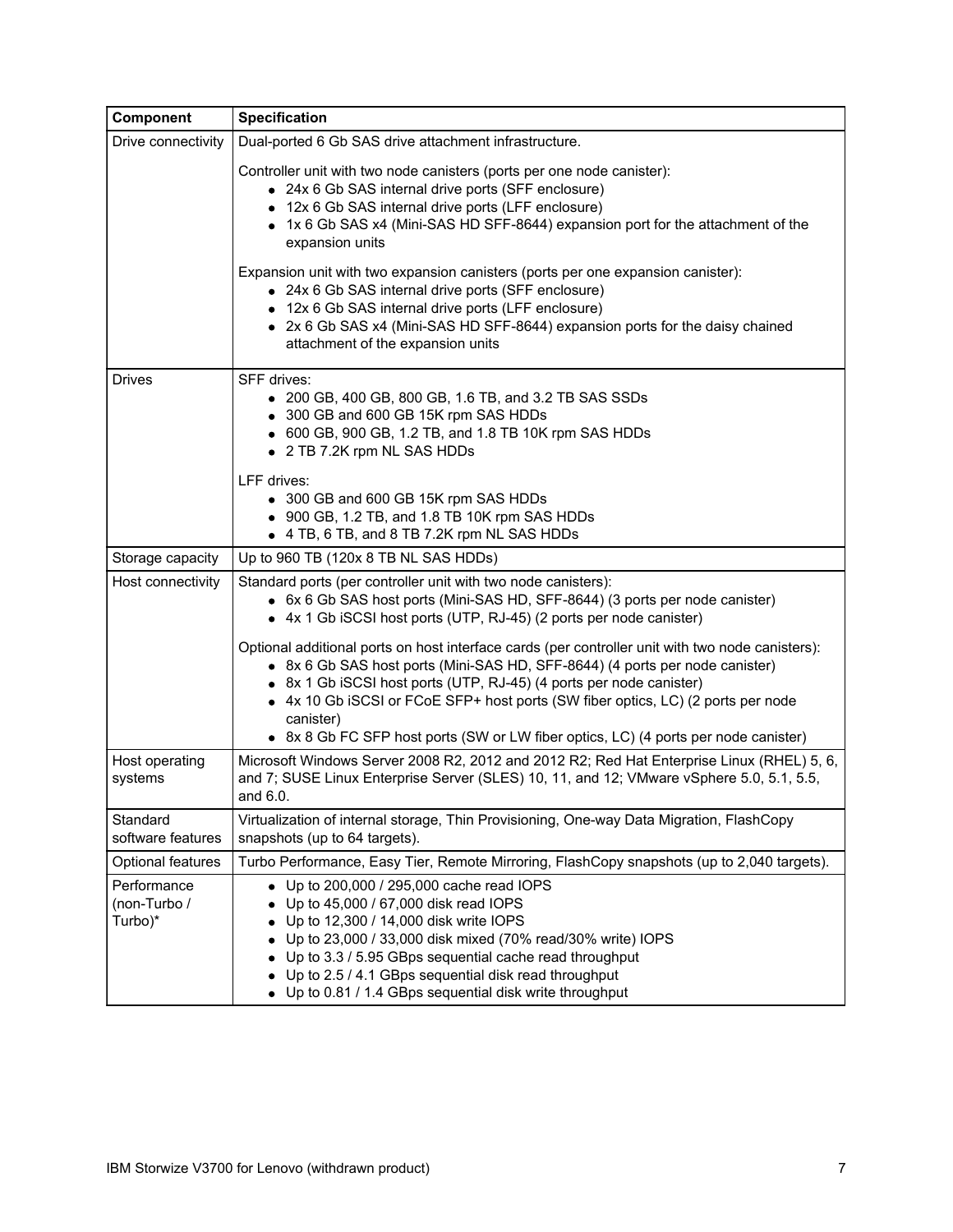| Component | Specification |
| --- | --- |
| Drive connectivity | Dual-ported 6 Gb SAS drive attachment infrastructure.<br><br>Controller unit with two node canisters (ports per one node canister):<br>• 24x 6 Gb SAS internal drive ports (SFF enclosure)<br>• 12x 6 Gb SAS internal drive ports (LFF enclosure)<br>• 1x 6 Gb SAS x4 (Mini-SAS HD SFF-8644) expansion port for the attachment of the expansion units<br><br>Expansion unit with two expansion canisters (ports per one expansion canister):<br>• 24x 6 Gb SAS internal drive ports (SFF enclosure)<br>• 12x 6 Gb SAS internal drive ports (LFF enclosure)<br>• 2x 6 Gb SAS x4 (Mini-SAS HD SFF-8644) expansion ports for the daisy chained attachment of the expansion units |
| Drives | SFF drives:<br>• 200 GB, 400 GB, 800 GB, 1.6 TB, and 3.2 TB SAS SSDs<br>• 300 GB and 600 GB 15K rpm SAS HDDs<br>• 600 GB, 900 GB, 1.2 TB, and 1.8 TB 10K rpm SAS HDDs<br>• 2 TB 7.2K rpm NL SAS HDDs<br><br>LFF drives:<br>• 300 GB and 600 GB 15K rpm SAS HDDs<br>• 900 GB, 1.2 TB, and 1.8 TB 10K rpm SAS HDDs<br>• 4 TB, 6 TB, and 8 TB 7.2K rpm NL SAS HDDs |
| Storage capacity | Up to 960 TB (120x 8 TB NL SAS HDDs) |
| Host connectivity | Standard ports (per controller unit with two node canisters):<br>• 6x 6 Gb SAS host ports (Mini-SAS HD, SFF-8644) (3 ports per node canister)<br>• 4x 1 Gb iSCSI host ports (UTP, RJ-45) (2 ports per node canister)<br><br>Optional additional ports on host interface cards (per controller unit with two node canisters):<br>• 8x 6 Gb SAS host ports (Mini-SAS HD, SFF-8644) (4 ports per node canister)<br>• 8x 1 Gb iSCSI host ports (UTP, RJ-45) (4 ports per node canister)<br>• 4x 10 Gb iSCSI or FCoE SFP+ host ports (SW fiber optics, LC) (2 ports per node canister)<br>• 8x 8 Gb FC SFP host ports (SW or LW fiber optics, LC) (4 ports per node canister) |
| Host operating systems | Microsoft Windows Server 2008 R2, 2012 and 2012 R2; Red Hat Enterprise Linux (RHEL) 5, 6, and 7; SUSE Linux Enterprise Server (SLES) 10, 11, and 12; VMware vSphere 5.0, 5.1, 5.5, and 6.0. |
| Standard software features | Virtualization of internal storage, Thin Provisioning, One-way Data Migration, FlashCopy snapshots (up to 64 targets). |
| Optional features | Turbo Performance, Easy Tier, Remote Mirroring, FlashCopy snapshots (up to 2,040 targets). |
| Performance (non-Turbo / Turbo)* | • Up to 200,000 / 295,000 cache read IOPS<br>• Up to 45,000 / 67,000 disk read IOPS<br>• Up to 12,300 / 14,000 disk write IOPS<br>• Up to 23,000 / 33,000 disk mixed (70% read/30% write) IOPS<br>• Up to 3.3 / 5.95 GBps sequential cache read throughput<br>• Up to 2.5 / 4.1 GBps sequential disk read throughput<br>• Up to 0.81 / 1.4 GBps sequential disk write throughput |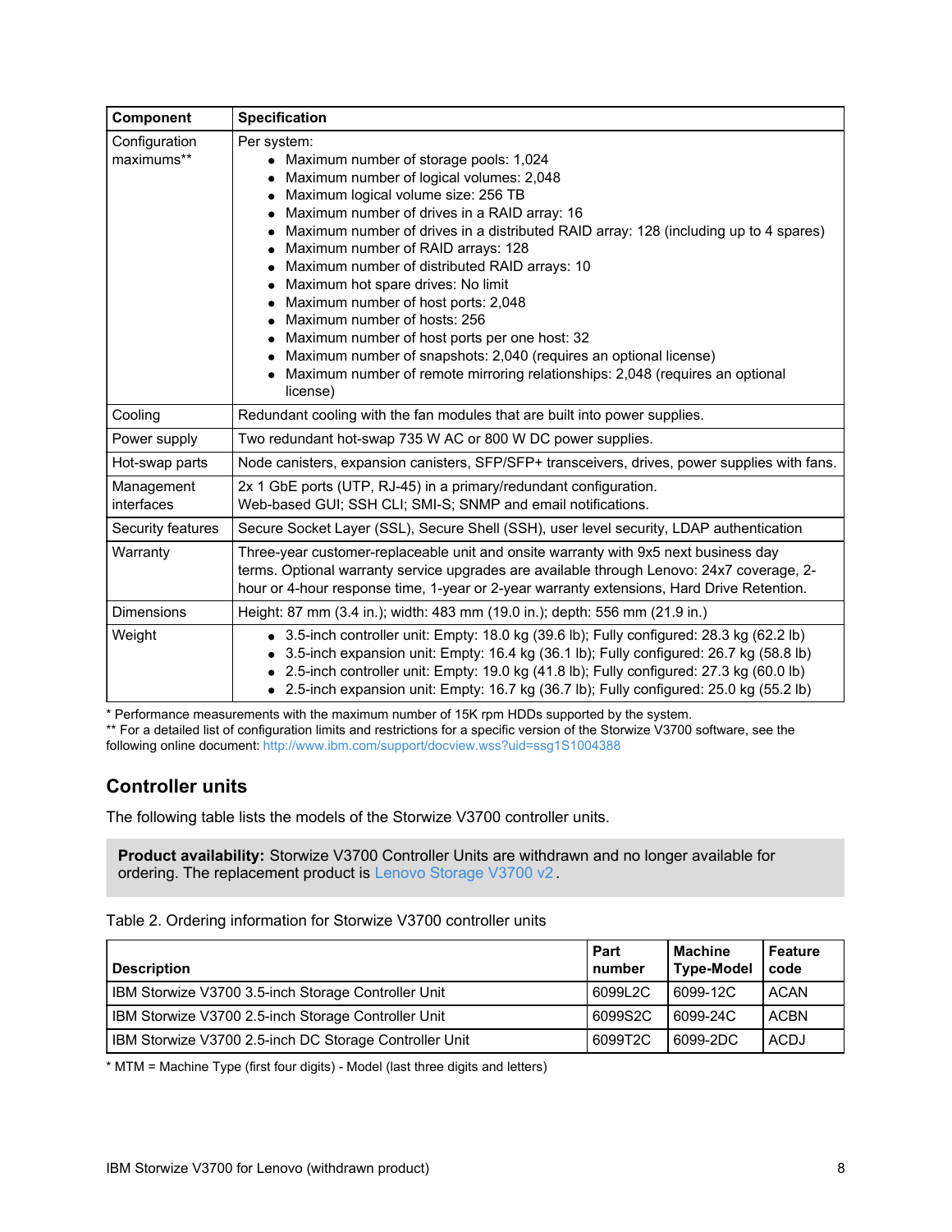| Component | Specification |
|---|---|
| Configuration maximums** | Per system:<br>• Maximum number of storage pools: 1,024<br>• Maximum number of logical volumes: 2,048<br>• Maximum logical volume size: 256 TB<br>• Maximum number of drives in a RAID array: 16<br>• Maximum number of drives in a distributed RAID array: 128 (including up to 4 spares)<br>• Maximum number of RAID arrays: 128<br>• Maximum number of distributed RAID arrays: 10<br>• Maximum hot spare drives: No limit<br>• Maximum number of host ports: 2,048<br>• Maximum number of hosts: 256<br>• Maximum number of host ports per one host: 32<br>• Maximum number of snapshots: 2,040 (requires an optional license)<br>• Maximum number of remote mirroring relationships: 2,048 (requires an optional license) |
| Cooling | Redundant cooling with the fan modules that are built into power supplies. |
| Power supply | Two redundant hot-swap 735 W AC or 800 W DC power supplies. |
| Hot-swap parts | Node canisters, expansion canisters, SFP/SFP+ transceivers, drives, power supplies with fans. |
| Management interfaces | 2x 1 GbE ports (UTP, RJ-45) in a primary/redundant configuration.<br>Web-based GUI; SSH CLI; SMI-S; SNMP and email notifications. |
| Security features | Secure Socket Layer (SSL), Secure Shell (SSH), user level security, LDAP authentication |
| Warranty | Three-year customer-replaceable unit and onsite warranty with 9x5 next business day terms. Optional warranty service upgrades are available through Lenovo: 24x7 coverage, 2-hour or 4-hour response time, 1-year or 2-year warranty extensions, Hard Drive Retention. |
| Dimensions | Height: 87 mm (3.4 in.); width: 483 mm (19.0 in.); depth: 556 mm (21.9 in.) |
| Weight | • 3.5-inch controller unit: Empty: 18.0 kg (39.6 lb); Fully configured: 28.3 kg (62.2 lb)<br>• 3.5-inch expansion unit: Empty: 16.4 kg (36.1 lb); Fully configured: 26.7 kg (58.8 lb)<br>• 2.5-inch controller unit: Empty: 19.0 kg (41.8 lb); Fully configured: 27.3 kg (60.0 lb)<br>• 2.5-inch expansion unit: Empty: 16.7 kg (36.7 lb); Fully configured: 25.0 kg (55.2 lb) |

* Performance measurements with the maximum number of 15K rpm HDDs supported by the system.
** For a detailed list of configuration limits and restrictions for a specific version of the Storwize V3700 software, see the following online document: http://www.ibm.com/support/docview.wss?uid=ssg1S1004388

## Controller units

The following table lists the models of the Storwize V3700 controller units.

> **Product availability:** Storwize V3700 Controller Units are withdrawn and no longer available for ordering. The replacement product is Lenovo Storage V3700 v2.

Table 2. Ordering information for Storwize V3700 controller units

| Description | Part number | Machine Type-Model | Feature code |
|---|---|---|---|
| IBM Storwize V3700 3.5-inch Storage Controller Unit | 6099L2C | 6099-12C | ACAN |
| IBM Storwize V3700 2.5-inch Storage Controller Unit | 6099S2C | 6099-24C | ACBN |
| IBM Storwize V3700 2.5-inch DC Storage Controller Unit | 6099T2C | 6099-2DC | ACDJ |

* MTM = Machine Type (first four digits) - Model (last three digits and letters)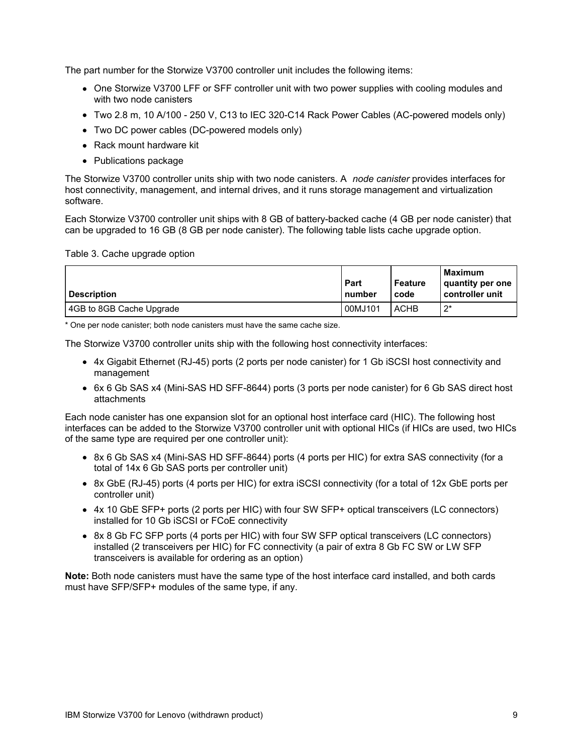The part number for the Storwize V3700 controller unit includes the following items:

- One Storwize V3700 LFF or SFF controller unit with two power supplies with cooling modules and with two node canisters
- Two 2.8 m, 10 A/100 - 250 V, C13 to IEC 320-C14 Rack Power Cables (AC-powered models only)
- Two DC power cables (DC-powered models only)
- Rack mount hardware kit
- Publications package

The Storwize V3700 controller units ship with two node canisters. A *node canister* provides interfaces for host connectivity, management, and internal drives, and it runs storage management and virtualization software.

Each Storwize V3700 controller unit ships with 8 GB of battery-backed cache (4 GB per node canister) that can be upgraded to 16 GB (8 GB per node canister). The following table lists cache upgrade option.

Table 3. Cache upgrade option

| Description | Part number | Feature code | Maximum quantity per one controller unit |
|---|---|---|---|
| 4GB to 8GB Cache Upgrade | 00MJ101 | ACHB | 2* |

\* One per node canister; both node canisters must have the same cache size.

The Storwize V3700 controller units ship with the following host connectivity interfaces:

- 4x Gigabit Ethernet (RJ-45) ports (2 ports per node canister) for 1 Gb iSCSI host connectivity and management
- 6x 6 Gb SAS x4 (Mini-SAS HD SFF-8644) ports (3 ports per node canister) for 6 Gb SAS direct host attachments

Each node canister has one expansion slot for an optional host interface card (HIC). The following host interfaces can be added to the Storwize V3700 controller unit with optional HICs (if HICs are used, two HICs of the same type are required per one controller unit):

- 8x 6 Gb SAS x4 (Mini-SAS HD SFF-8644) ports (4 ports per HIC) for extra SAS connectivity (for a total of 14x 6 Gb SAS ports per controller unit)
- 8x GbE (RJ-45) ports (4 ports per HIC) for extra iSCSI connectivity (for a total of 12x GbE ports per controller unit)
- 4x 10 GbE SFP+ ports (2 ports per HIC) with four SW SFP+ optical transceivers (LC connectors) installed for 10 Gb iSCSI or FCoE connectivity
- 8x 8 Gb FC SFP ports (4 ports per HIC) with four SW SFP optical transceivers (LC connectors) installed (2 transceivers per HIC) for FC connectivity (a pair of extra 8 Gb FC SW or LW SFP transceivers is available for ordering as an option)

**Note:** Both node canisters must have the same type of the host interface card installed, and both cards must have SFP/SFP+ modules of the same type, if any.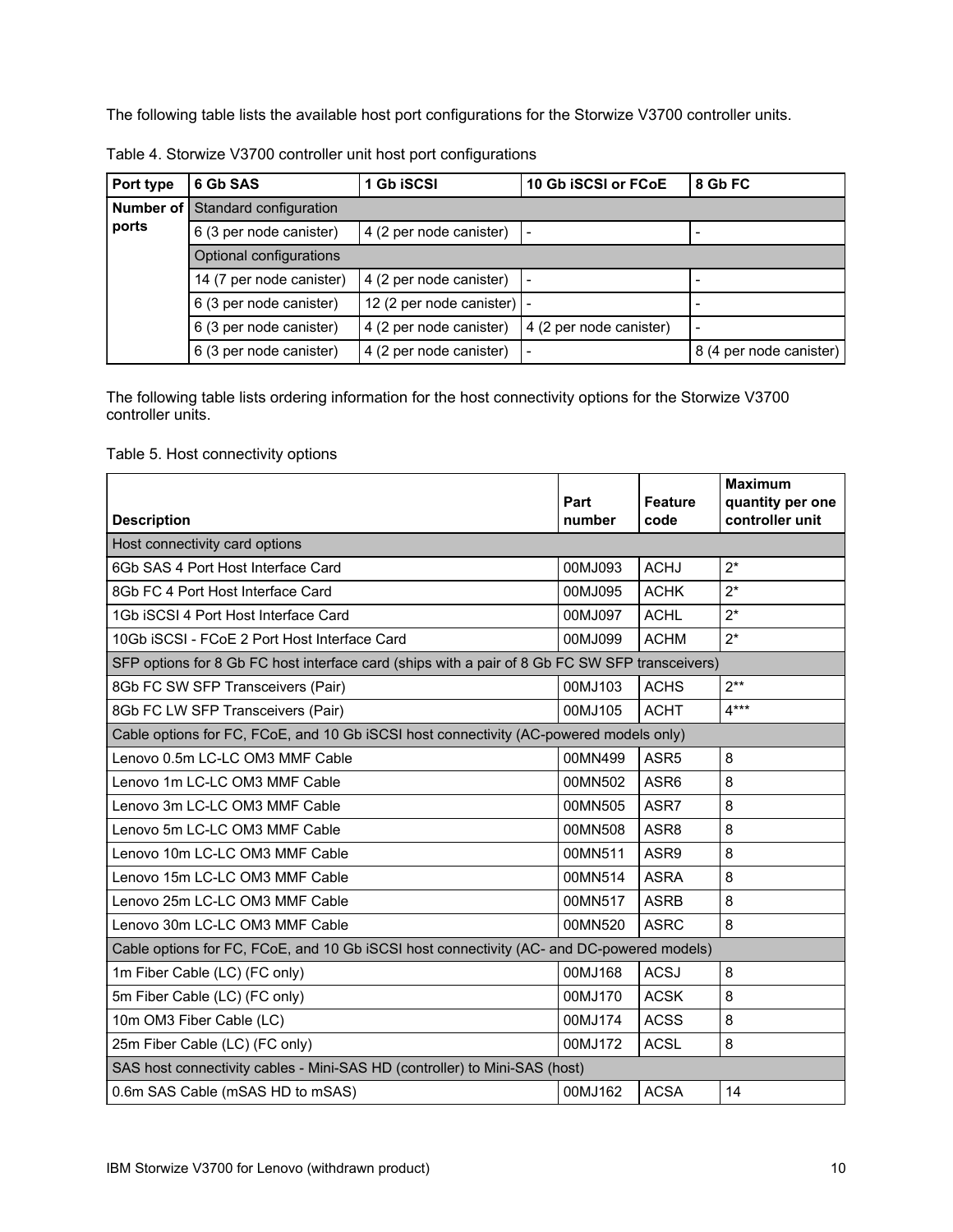The following table lists the available host port configurations for the Storwize V3700 controller units.

Table 4. Storwize V3700 controller unit host port configurations

| Port type | 6 Gb SAS | 1 Gb iSCSI | 10 Gb iSCSI or FCoE | 8 Gb FC |
|---|---|---|---|---|
| Number of ports | Standard configuration | | | |
| | 6 (3 per node canister) | 4 (2 per node canister) | - | - |
| | Optional configurations | | | |
| | 14 (7 per node canister) | 4 (2 per node canister) | - | - |
| | 6 (3 per node canister) | 12 (2 per node canister) | - | - |
| | 6 (3 per node canister) | 4 (2 per node canister) | 4 (2 per node canister) | - |
| | 6 (3 per node canister) | 4 (2 per node canister) | - | 8 (4 per node canister) |

The following table lists ordering information for the host connectivity options for the Storwize V3700 controller units.

Table 5. Host connectivity options

| Description | Part number | Feature code | Maximum quantity per one controller unit |
|---|---|---|---|
| Host connectivity card options | | | |
| 6Gb SAS 4 Port Host Interface Card | 00MJ093 | ACHJ | 2* |
| 8Gb FC 4 Port Host Interface Card | 00MJ095 | ACHK | 2* |
| 1Gb iSCSI 4 Port Host Interface Card | 00MJ097 | ACHL | 2* |
| 10Gb iSCSI - FCoE 2 Port Host Interface Card | 00MJ099 | ACHM | 2* |
| SFP options for 8 Gb FC host interface card (ships with a pair of 8 Gb FC SW SFP transceivers) | | | |
| 8Gb FC SW SFP Transceivers (Pair) | 00MJ103 | ACHS | 2** |
| 8Gb FC LW SFP Transceivers (Pair) | 00MJ105 | ACHT | 4*** |
| Cable options for FC, FCoE, and 10 Gb iSCSI host connectivity (AC-powered models only) | | | |
| Lenovo 0.5m LC-LC OM3 MMF Cable | 00MN499 | ASR5 | 8 |
| Lenovo 1m LC-LC OM3 MMF Cable | 00MN502 | ASR6 | 8 |
| Lenovo 3m LC-LC OM3 MMF Cable | 00MN505 | ASR7 | 8 |
| Lenovo 5m LC-LC OM3 MMF Cable | 00MN508 | ASR8 | 8 |
| Lenovo 10m LC-LC OM3 MMF Cable | 00MN511 | ASR9 | 8 |
| Lenovo 15m LC-LC OM3 MMF Cable | 00MN514 | ASRA | 8 |
| Lenovo 25m LC-LC OM3 MMF Cable | 00MN517 | ASRB | 8 |
| Lenovo 30m LC-LC OM3 MMF Cable | 00MN520 | ASRC | 8 |
| Cable options for FC, FCoE, and 10 Gb iSCSI host connectivity (AC- and DC-powered models) | | | |
| 1m Fiber Cable (LC) (FC only) | 00MJ168 | ACSJ | 8 |
| 5m Fiber Cable (LC) (FC only) | 00MJ170 | ACSK | 8 |
| 10m OM3 Fiber Cable (LC) | 00MJ174 | ACSS | 8 |
| 25m Fiber Cable (LC) (FC only) | 00MJ172 | ACSL | 8 |
| SAS host connectivity cables - Mini-SAS HD (controller) to Mini-SAS (host) | | | |
| 0.6m SAS Cable (mSAS HD to mSAS) | 00MJ162 | ACSA | 14 |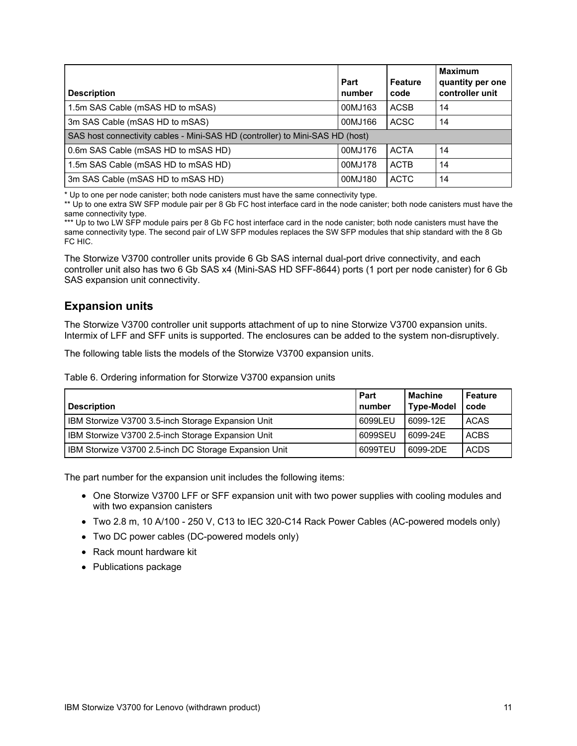| Description | Part number | Feature code | Maximum quantity per one controller unit |
|---|---|---|---|
| 1.5m SAS Cable (mSAS HD to mSAS) | 00MJ163 | ACSB | 14 |
| 3m SAS Cable (mSAS HD to mSAS) | 00MJ166 | ACSC | 14 |
| SAS host connectivity cables - Mini-SAS HD (controller) to Mini-SAS HD (host) | | | |
| 0.6m SAS Cable (mSAS HD to mSAS HD) | 00MJ176 | ACTA | 14 |
| 1.5m SAS Cable (mSAS HD to mSAS HD) | 00MJ178 | ACTB | 14 |
| 3m SAS Cable (mSAS HD to mSAS HD) | 00MJ180 | ACTC | 14 |

\* Up to one per node canister; both node canisters must have the same connectivity type.

\*\* Up to one extra SW SFP module pair per 8 Gb FC host interface card in the node canister; both node canisters must have the same connectivity type.

\*\*\* Up to two LW SFP module pairs per 8 Gb FC host interface card in the node canister; both node canisters must have the same connectivity type. The second pair of LW SFP modules replaces the SW SFP modules that ship standard with the 8 Gb FC HIC.

The Storwize V3700 controller units provide 6 Gb SAS internal dual-port drive connectivity, and each controller unit also has two 6 Gb SAS x4 (Mini-SAS HD SFF-8644) ports (1 port per node canister) for 6 Gb SAS expansion unit connectivity.

## Expansion units

The Storwize V3700 controller unit supports attachment of up to nine Storwize V3700 expansion units. Intermix of LFF and SFF units is supported. The enclosures can be added to the system non-disruptively.

The following table lists the models of the Storwize V3700 expansion units.

Table 6. Ordering information for Storwize V3700 expansion units

| Description | Part number | Machine Type-Model | Feature code |
|---|---|---|---|
| IBM Storwize V3700 3.5-inch Storage Expansion Unit | 6099LEU | 6099-12E | ACAS |
| IBM Storwize V3700 2.5-inch Storage Expansion Unit | 6099SEU | 6099-24E | ACBS |
| IBM Storwize V3700 2.5-inch DC Storage Expansion Unit | 6099TEU | 6099-2DE | ACDS |

The part number for the expansion unit includes the following items:

- One Storwize V3700 LFF or SFF expansion unit with two power supplies with cooling modules and with two expansion canisters
- Two 2.8 m, 10 A/100 - 250 V, C13 to IEC 320-C14 Rack Power Cables (AC-powered models only)
- Two DC power cables (DC-powered models only)
- Rack mount hardware kit
- Publications package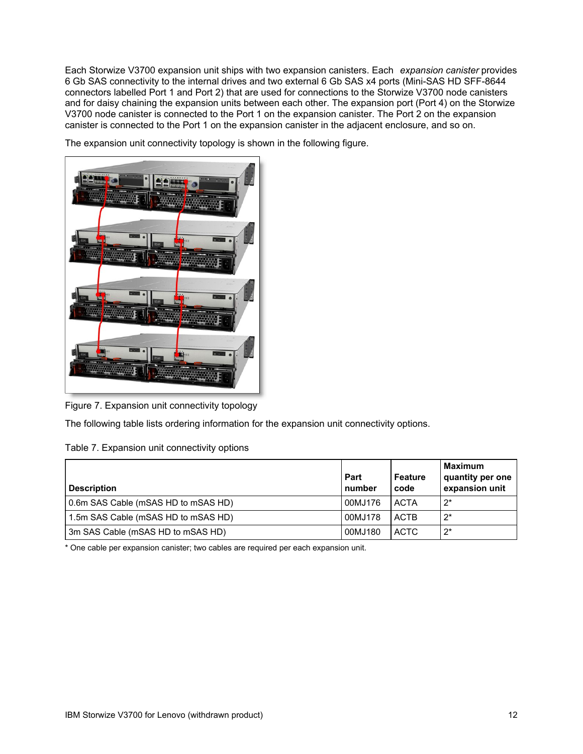Each Storwize V3700 expansion unit ships with two expansion canisters. Each *expansion canister* provides 6 Gb SAS connectivity to the internal drives and two external 6 Gb SAS x4 ports (Mini-SAS HD SFF-8644 connectors labelled Port 1 and Port 2) that are used for connections to the Storwize V3700 node canisters and for daisy chaining the expansion units between each other. The expansion port (Port 4) on the Storwize V3700 node canister is connected to the Port 1 on the expansion canister. The Port 2 on the expansion canister is connected to the Port 1 on the expansion canister in the adjacent enclosure, and so on.

The expansion unit connectivity topology is shown in the following figure.

Figure 7. Expansion unit connectivity topology

The following table lists ordering information for the expansion unit connectivity options.

Table 7. Expansion unit connectivity options

| Description | Part number | Feature code | Maximum quantity per one expansion unit |
|---|---|---|---|
| 0.6m SAS Cable (mSAS HD to mSAS HD) | 00MJ176 | ACTA | 2* |
| 1.5m SAS Cable (mSAS HD to mSAS HD) | 00MJ178 | ACTB | 2* |
| 3m SAS Cable (mSAS HD to mSAS HD) | 00MJ180 | ACTC | 2* |

* One cable per expansion canister; two cables are required per each expansion unit.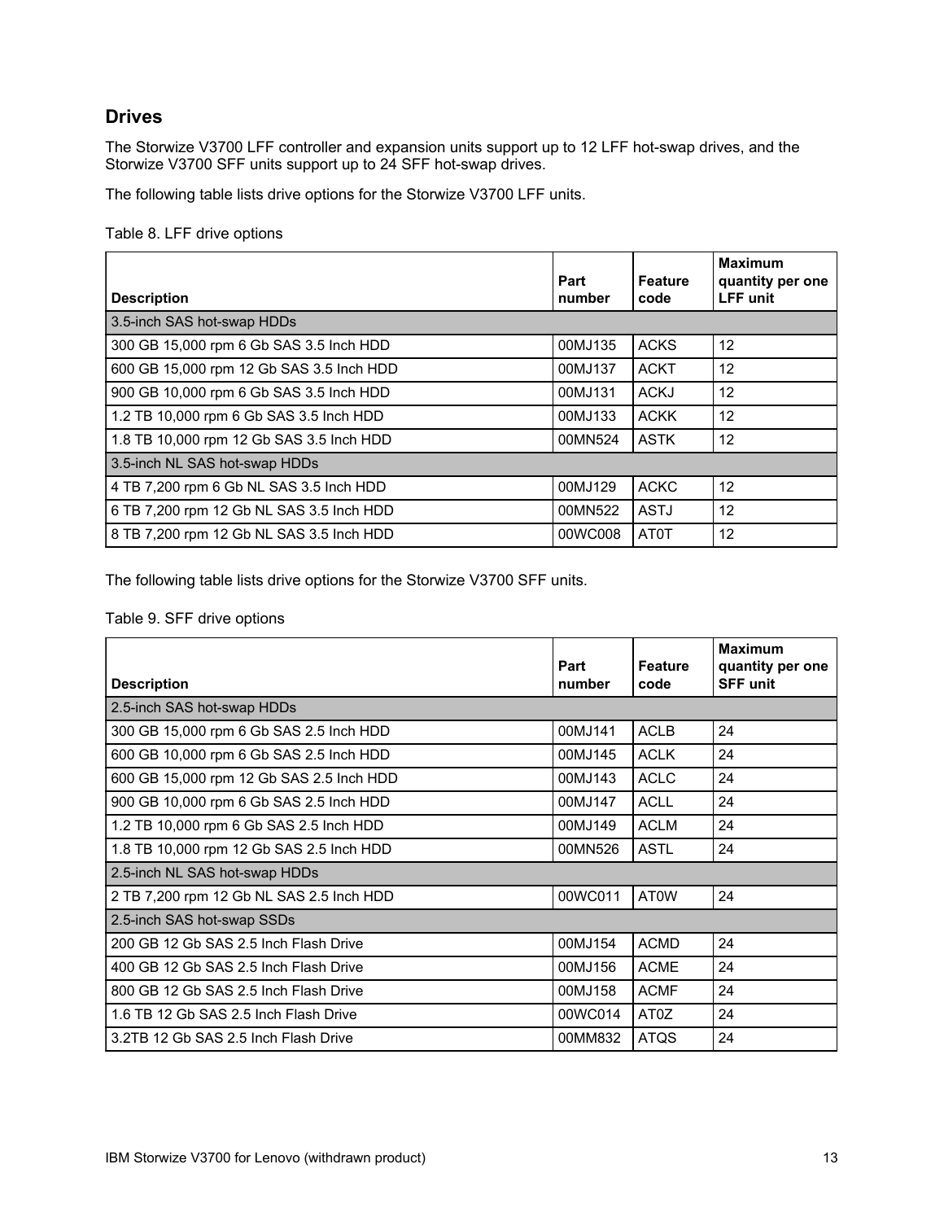## Drives

The Storwize V3700 LFF controller and expansion units support up to 12 LFF hot-swap drives, and the Storwize V3700 SFF units support up to 24 SFF hot-swap drives.

The following table lists drive options for the Storwize V3700 LFF units.

Table 8. LFF drive options

| Description | Part number | Feature code | Maximum quantity per one LFF unit |
|---|---|---|---|
| 3.5-inch SAS hot-swap HDDs | | | |
| 300 GB 15,000 rpm 6 Gb SAS 3.5 Inch HDD | 00MJ135 | ACKS | 12 |
| 600 GB 15,000 rpm 12 Gb SAS 3.5 Inch HDD | 00MJ137 | ACKT | 12 |
| 900 GB 10,000 rpm 6 Gb SAS 3.5 Inch HDD | 00MJ131 | ACKJ | 12 |
| 1.2 TB 10,000 rpm 6 Gb SAS 3.5 Inch HDD | 00MJ133 | ACKK | 12 |
| 1.8 TB 10,000 rpm 12 Gb SAS 3.5 Inch HDD | 00MN524 | ASTK | 12 |
| 3.5-inch NL SAS hot-swap HDDs | | | |
| 4 TB 7,200 rpm 6 Gb NL SAS 3.5 Inch HDD | 00MJ129 | ACKC | 12 |
| 6 TB 7,200 rpm 12 Gb NL SAS 3.5 Inch HDD | 00MN522 | ASTJ | 12 |
| 8 TB 7,200 rpm 12 Gb NL SAS 3.5 Inch HDD | 00WC008 | AT0T | 12 |

The following table lists drive options for the Storwize V3700 SFF units.

Table 9. SFF drive options

| Description | Part number | Feature code | Maximum quantity per one SFF unit |
|---|---|---|---|
| 2.5-inch SAS hot-swap HDDs | | | |
| 300 GB 15,000 rpm 6 Gb SAS 2.5 Inch HDD | 00MJ141 | ACLB | 24 |
| 600 GB 10,000 rpm 6 Gb SAS 2.5 Inch HDD | 00MJ145 | ACLK | 24 |
| 600 GB 15,000 rpm 12 Gb SAS 2.5 Inch HDD | 00MJ143 | ACLC | 24 |
| 900 GB 10,000 rpm 6 Gb SAS 2.5 Inch HDD | 00MJ147 | ACLL | 24 |
| 1.2 TB 10,000 rpm 6 Gb SAS 2.5 Inch HDD | 00MJ149 | ACLM | 24 |
| 1.8 TB 10,000 rpm 12 Gb SAS 2.5 Inch HDD | 00MN526 | ASTL | 24 |
| 2.5-inch NL SAS hot-swap HDDs | | | |
| 2 TB 7,200 rpm 12 Gb NL SAS 2.5 Inch HDD | 00WC011 | AT0W | 24 |
| 2.5-inch SAS hot-swap SSDs | | | |
| 200 GB 12 Gb SAS 2.5 Inch Flash Drive | 00MJ154 | ACMD | 24 |
| 400 GB 12 Gb SAS 2.5 Inch Flash Drive | 00MJ156 | ACME | 24 |
| 800 GB 12 Gb SAS 2.5 Inch Flash Drive | 00MJ158 | ACMF | 24 |
| 1.6 TB 12 Gb SAS 2.5 Inch Flash Drive | 00WC014 | AT0Z | 24 |
| 3.2TB 12 Gb SAS 2.5 Inch Flash Drive | 00MM832 | ATQS | 24 |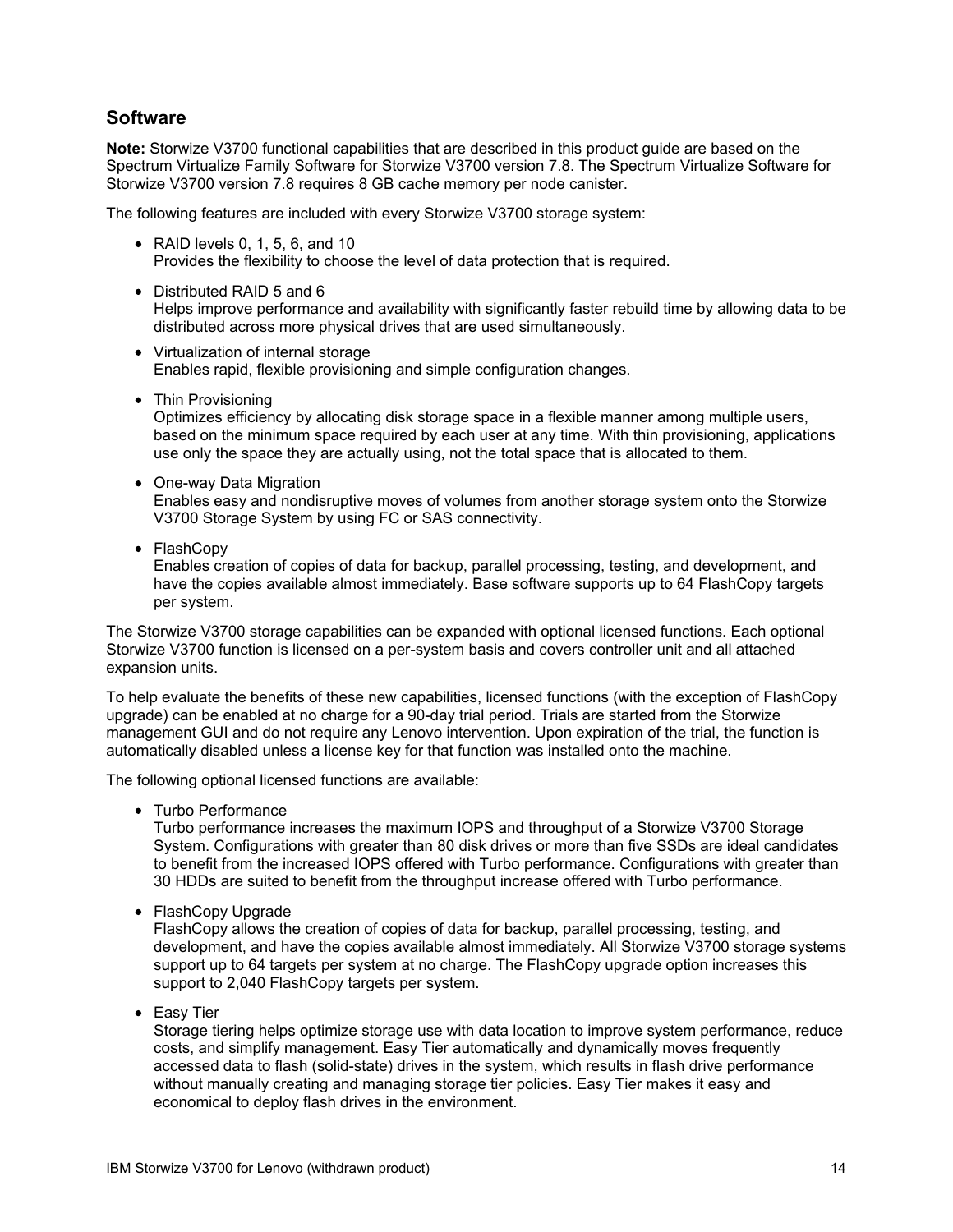## Software

**Note:** Storwize V3700 functional capabilities that are described in this product guide are based on the Spectrum Virtualize Family Software for Storwize V3700 version 7.8. The Spectrum Virtualize Software for Storwize V3700 version 7.8 requires 8 GB cache memory per node canister.

The following features are included with every Storwize V3700 storage system:

- RAID levels 0, 1, 5, 6, and 10
  Provides the flexibility to choose the level of data protection that is required.
- Distributed RAID 5 and 6
  Helps improve performance and availability with significantly faster rebuild time by allowing data to be distributed across more physical drives that are used simultaneously.
- Virtualization of internal storage
  Enables rapid, flexible provisioning and simple configuration changes.
- Thin Provisioning
  Optimizes efficiency by allocating disk storage space in a flexible manner among multiple users, based on the minimum space required by each user at any time. With thin provisioning, applications use only the space they are actually using, not the total space that is allocated to them.
- One-way Data Migration
  Enables easy and nondisruptive moves of volumes from another storage system onto the Storwize V3700 Storage System by using FC or SAS connectivity.
- FlashCopy
  Enables creation of copies of data for backup, parallel processing, testing, and development, and have the copies available almost immediately. Base software supports up to 64 FlashCopy targets per system.

The Storwize V3700 storage capabilities can be expanded with optional licensed functions. Each optional Storwize V3700 function is licensed on a per-system basis and covers controller unit and all attached expansion units.

To help evaluate the benefits of these new capabilities, licensed functions (with the exception of FlashCopy upgrade) can be enabled at no charge for a 90-day trial period. Trials are started from the Storwize management GUI and do not require any Lenovo intervention. Upon expiration of the trial, the function is automatically disabled unless a license key for that function was installed onto the machine.

The following optional licensed functions are available:

- Turbo Performance
  Turbo performance increases the maximum IOPS and throughput of a Storwize V3700 Storage System. Configurations with greater than 80 disk drives or more than five SSDs are ideal candidates to benefit from the increased IOPS offered with Turbo performance. Configurations with greater than 30 HDDs are suited to benefit from the throughput increase offered with Turbo performance.
- FlashCopy Upgrade
  FlashCopy allows the creation of copies of data for backup, parallel processing, testing, and development, and have the copies available almost immediately. All Storwize V3700 storage systems support up to 64 targets per system at no charge. The FlashCopy upgrade option increases this support to 2,040 FlashCopy targets per system.
- Easy Tier
  Storage tiering helps optimize storage use with data location to improve system performance, reduce costs, and simplify management. Easy Tier automatically and dynamically moves frequently accessed data to flash (solid-state) drives in the system, which results in flash drive performance without manually creating and managing storage tier policies. Easy Tier makes it easy and economical to deploy flash drives in the environment.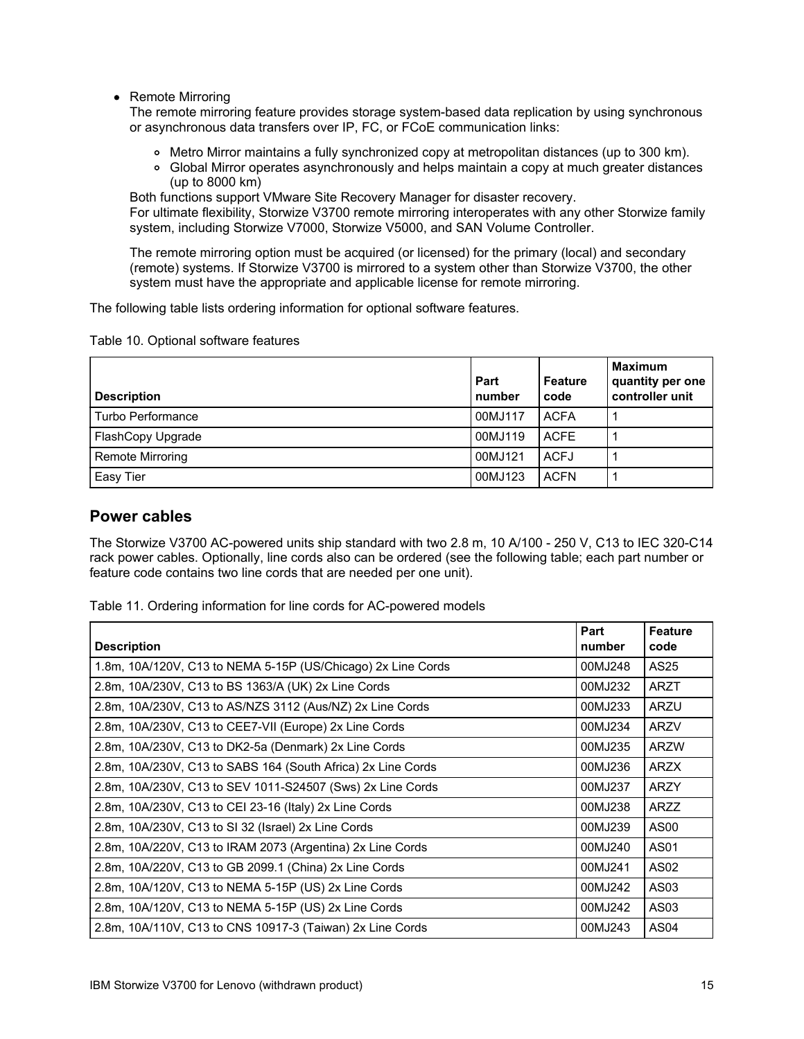- Remote Mirroring
  The remote mirroring feature provides storage system-based data replication by using synchronous or asynchronous data transfers over IP, FC, or FCoE communication links:
  - Metro Mirror maintains a fully synchronized copy at metropolitan distances (up to 300 km).
  - Global Mirror operates asynchronously and helps maintain a copy at much greater distances (up to 8000 km)

  Both functions support VMware Site Recovery Manager for disaster recovery.
  For ultimate flexibility, Storwize V3700 remote mirroring interoperates with any other Storwize family system, including Storwize V7000, Storwize V5000, and SAN Volume Controller.

  The remote mirroring option must be acquired (or licensed) for the primary (local) and secondary (remote) systems. If Storwize V3700 is mirrored to a system other than Storwize V3700, the other system must have the appropriate and applicable license for remote mirroring.

The following table lists ordering information for optional software features.

Table 10. Optional software features

| Description | Part number | Feature code | Maximum quantity per one controller unit |
|---|---|---|---|
| Turbo Performance | 00MJ117 | ACFA | 1 |
| FlashCopy Upgrade | 00MJ119 | ACFE | 1 |
| Remote Mirroring | 00MJ121 | ACFJ | 1 |
| Easy Tier | 00MJ123 | ACFN | 1 |

## Power cables

The Storwize V3700 AC-powered units ship standard with two 2.8 m, 10 A/100 - 250 V, C13 to IEC 320-C14 rack power cables. Optionally, line cords also can be ordered (see the following table; each part number or feature code contains two line cords that are needed per one unit).

Table 11. Ordering information for line cords for AC-powered models

| Description | Part number | Feature code |
|---|---|---|
| 1.8m, 10A/120V, C13 to NEMA 5-15P (US/Chicago) 2x Line Cords | 00MJ248 | AS25 |
| 2.8m, 10A/230V, C13 to BS 1363/A (UK) 2x Line Cords | 00MJ232 | ARZT |
| 2.8m, 10A/230V, C13 to AS/NZS 3112 (Aus/NZ) 2x Line Cords | 00MJ233 | ARZU |
| 2.8m, 10A/230V, C13 to CEE7-VII (Europe) 2x Line Cords | 00MJ234 | ARZV |
| 2.8m, 10A/230V, C13 to DK2-5a (Denmark) 2x Line Cords | 00MJ235 | ARZW |
| 2.8m, 10A/230V, C13 to SABS 164 (South Africa) 2x Line Cords | 00MJ236 | ARZX |
| 2.8m, 10A/230V, C13 to SEV 1011-S24507 (Sws) 2x Line Cords | 00MJ237 | ARZY |
| 2.8m, 10A/230V, C13 to CEI 23-16 (Italy) 2x Line Cords | 00MJ238 | ARZZ |
| 2.8m, 10A/230V, C13 to SI 32 (Israel) 2x Line Cords | 00MJ239 | AS00 |
| 2.8m, 10A/220V, C13 to IRAM 2073 (Argentina) 2x Line Cords | 00MJ240 | AS01 |
| 2.8m, 10A/220V, C13 to GB 2099.1 (China) 2x Line Cords | 00MJ241 | AS02 |
| 2.8m, 10A/120V, C13 to NEMA 5-15P (US) 2x Line Cords | 00MJ242 | AS03 |
| 2.8m, 10A/120V, C13 to NEMA 5-15P (US) 2x Line Cords | 00MJ242 | AS03 |
| 2.8m, 10A/110V, C13 to CNS 10917-3 (Taiwan) 2x Line Cords | 00MJ243 | AS04 |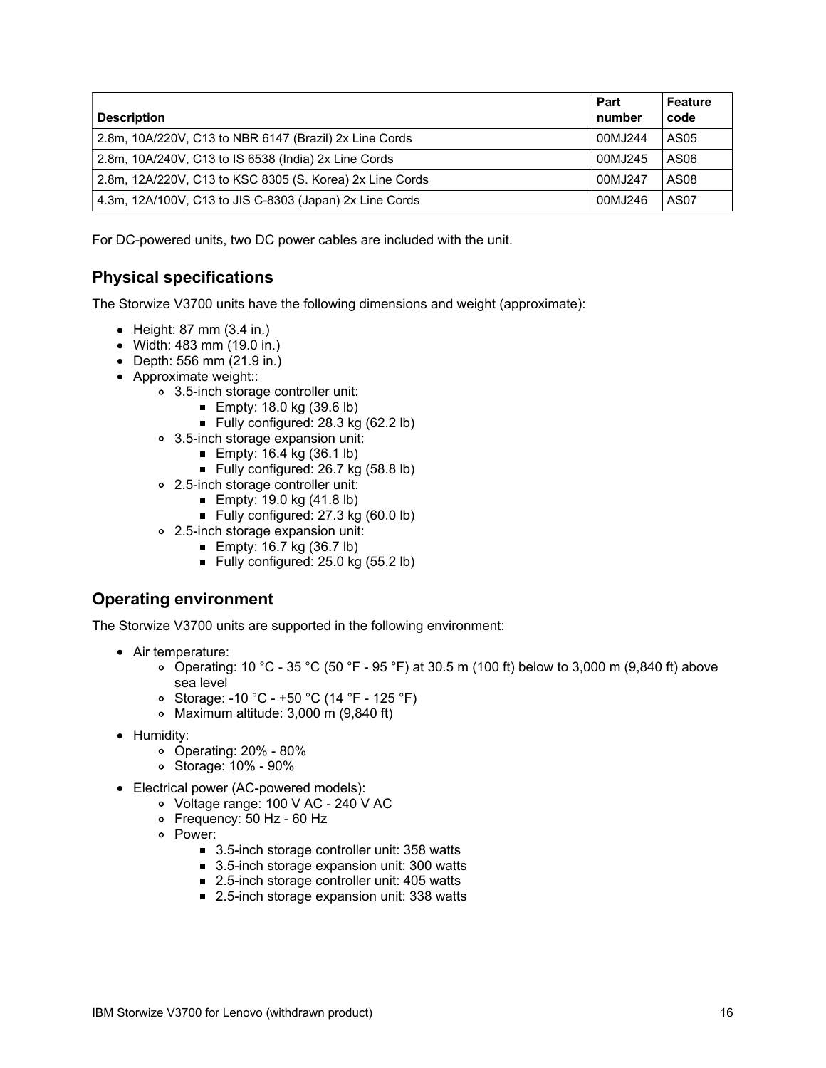| Description | Part number | Feature code |
|---|---|---|
| 2.8m, 10A/220V, C13 to NBR 6147 (Brazil) 2x Line Cords | 00MJ244 | AS05 |
| 2.8m, 10A/240V, C13 to IS 6538 (India) 2x Line Cords | 00MJ245 | AS06 |
| 2.8m, 12A/220V, C13 to KSC 8305 (S. Korea) 2x Line Cords | 00MJ247 | AS08 |
| 4.3m, 12A/100V, C13 to JIS C-8303 (Japan) 2x Line Cords | 00MJ246 | AS07 |

For DC-powered units, two DC power cables are included with the unit.

## Physical specifications

The Storwize V3700 units have the following dimensions and weight (approximate):

- Height: 87 mm (3.4 in.)
- Width: 483 mm (19.0 in.)
- Depth: 556 mm (21.9 in.)
- Approximate weight::
  - 3.5-inch storage controller unit:
    - Empty: 18.0 kg (39.6 lb)
    - Fully configured: 28.3 kg (62.2 lb)
  - 3.5-inch storage expansion unit:
    - Empty: 16.4 kg (36.1 lb)
    - Fully configured: 26.7 kg (58.8 lb)
  - 2.5-inch storage controller unit:
    - Empty: 19.0 kg (41.8 lb)
    - Fully configured: 27.3 kg (60.0 lb)
  - 2.5-inch storage expansion unit:
    - Empty: 16.7 kg (36.7 lb)
    - Fully configured: 25.0 kg (55.2 lb)

## Operating environment

The Storwize V3700 units are supported in the following environment:

- Air temperature:
  - Operating: 10 °C - 35 °C (50 °F - 95 °F) at 30.5 m (100 ft) below to 3,000 m (9,840 ft) above sea level
  - Storage: -10 °C - +50 °C (14 °F - 125 °F)
  - Maximum altitude: 3,000 m (9,840 ft)
- Humidity:
  - Operating: 20% - 80%
  - Storage: 10% - 90%
- Electrical power (AC-powered models):
  - Voltage range: 100 V AC - 240 V AC
  - Frequency: 50 Hz - 60 Hz
  - Power:
    - 3.5-inch storage controller unit: 358 watts
    - 3.5-inch storage expansion unit: 300 watts
    - 2.5-inch storage controller unit: 405 watts
    - 2.5-inch storage expansion unit: 338 watts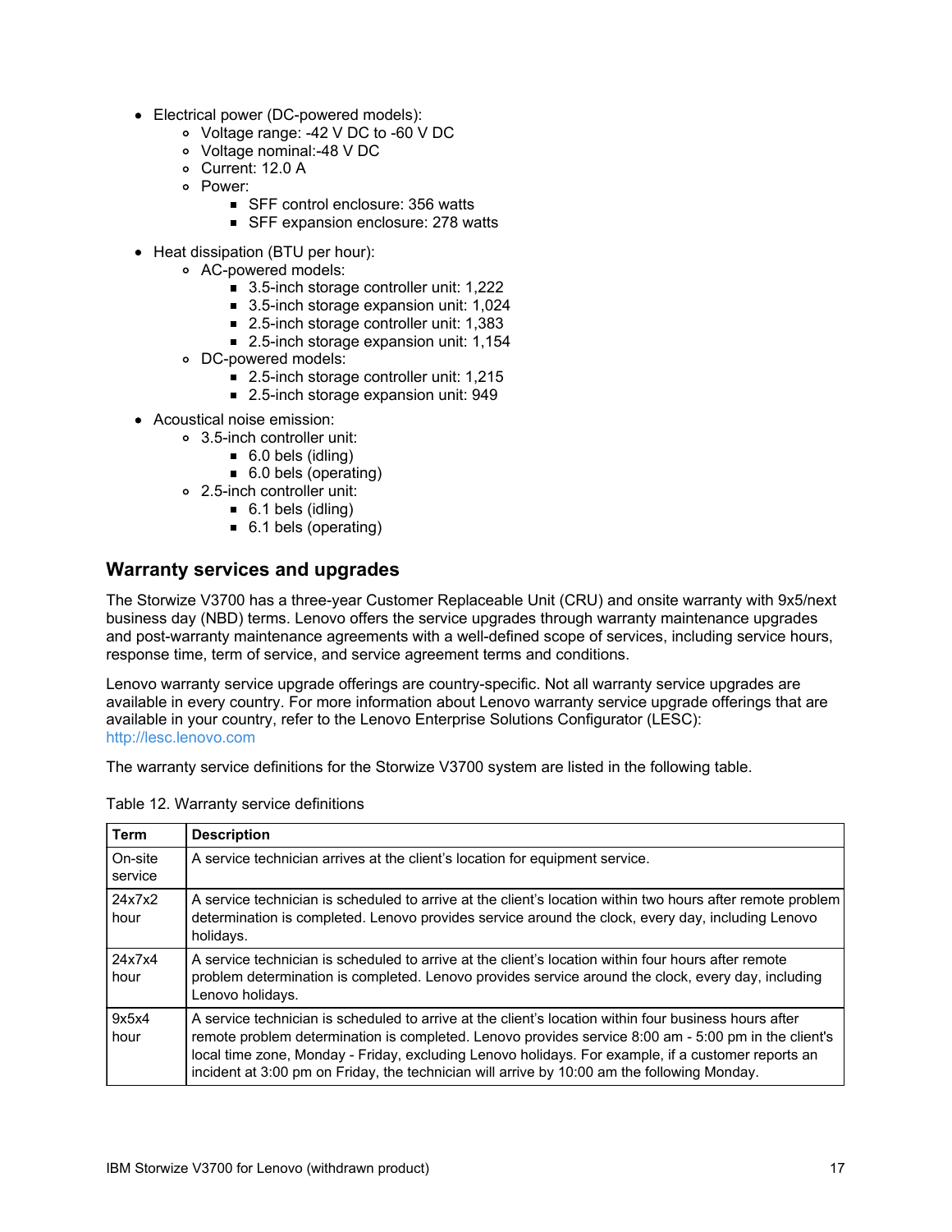- Electrical power (DC-powered models):
  - Voltage range: -42 V DC to -60 V DC
  - Voltage nominal:-48 V DC
  - Current: 12.0 A
  - Power:
    - SFF control enclosure: 356 watts
    - SFF expansion enclosure: 278 watts
- Heat dissipation (BTU per hour):
  - AC-powered models:
    - 3.5-inch storage controller unit: 1,222
    - 3.5-inch storage expansion unit: 1,024
    - 2.5-inch storage controller unit: 1,383
    - 2.5-inch storage expansion unit: 1,154
  - DC-powered models:
    - 2.5-inch storage controller unit: 1,215
    - 2.5-inch storage expansion unit: 949
- Acoustical noise emission:
  - 3.5-inch controller unit:
    - 6.0 bels (idling)
    - 6.0 bels (operating)
  - 2.5-inch controller unit:
    - 6.1 bels (idling)
    - 6.1 bels (operating)

## Warranty services and upgrades

The Storwize V3700 has a three-year Customer Replaceable Unit (CRU) and onsite warranty with 9x5/next business day (NBD) terms. Lenovo offers the service upgrades through warranty maintenance upgrades and post-warranty maintenance agreements with a well-defined scope of services, including service hours, response time, term of service, and service agreement terms and conditions.

Lenovo warranty service upgrade offerings are country-specific. Not all warranty service upgrades are available in every country. For more information about Lenovo warranty service upgrade offerings that are available in your country, refer to the Lenovo Enterprise Solutions Configurator (LESC): http://lesc.lenovo.com

The warranty service definitions for the Storwize V3700 system are listed in the following table.

Table 12. Warranty service definitions

| Term | Description |
| --- | --- |
| On-site service | A service technician arrives at the client's location for equipment service. |
| 24x7x2 hour | A service technician is scheduled to arrive at the client's location within two hours after remote problem determination is completed. Lenovo provides service around the clock, every day, including Lenovo holidays. |
| 24x7x4 hour | A service technician is scheduled to arrive at the client's location within four hours after remote problem determination is completed. Lenovo provides service around the clock, every day, including Lenovo holidays. |
| 9x5x4 hour | A service technician is scheduled to arrive at the client's location within four business hours after remote problem determination is completed. Lenovo provides service 8:00 am - 5:00 pm in the client's local time zone, Monday - Friday, excluding Lenovo holidays. For example, if a customer reports an incident at 3:00 pm on Friday, the technician will arrive by 10:00 am the following Monday. |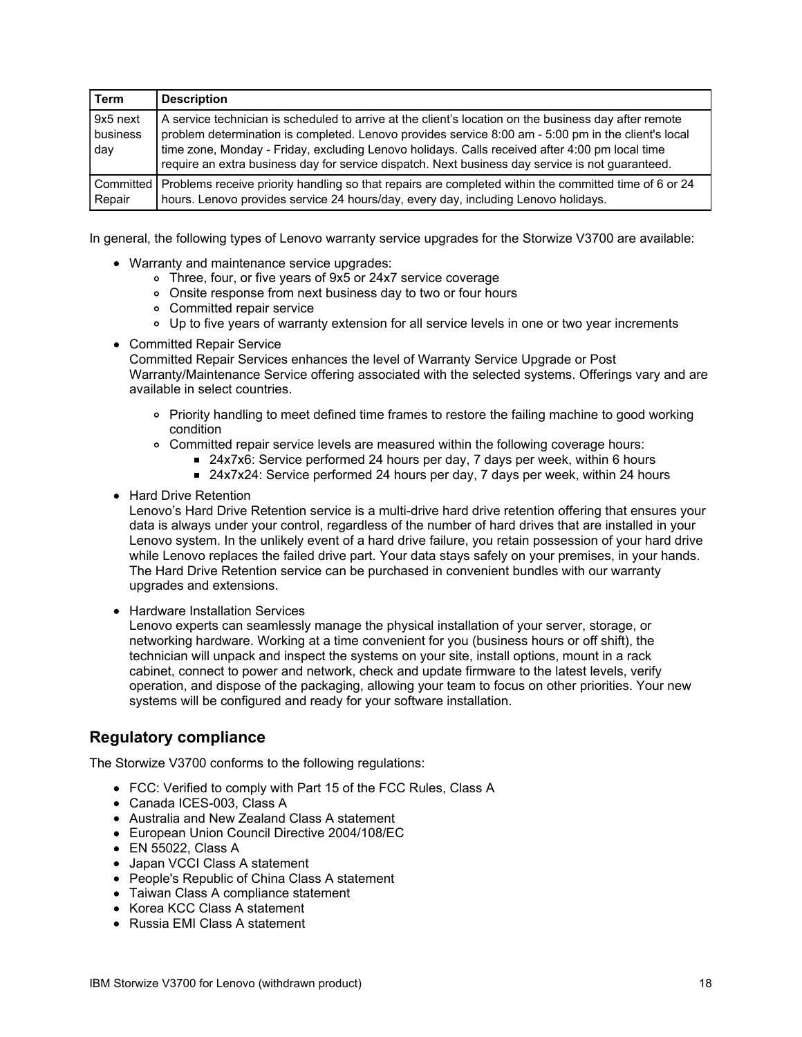| Term | Description |
| --- | --- |
| 9x5 next business day | A service technician is scheduled to arrive at the client's location on the business day after remote problem determination is completed. Lenovo provides service 8:00 am - 5:00 pm in the client's local time zone, Monday - Friday, excluding Lenovo holidays. Calls received after 4:00 pm local time require an extra business day for service dispatch. Next business day service is not guaranteed. |
| Committed Repair | Problems receive priority handling so that repairs are completed within the committed time of 6 or 24 hours. Lenovo provides service 24 hours/day, every day, including Lenovo holidays. |

In general, the following types of Lenovo warranty service upgrades for the Storwize V3700 are available:

- Warranty and maintenance service upgrades:
  - Three, four, or five years of 9x5 or 24x7 service coverage
  - Onsite response from next business day to two or four hours
  - Committed repair service
  - Up to five years of warranty extension for all service levels in one or two year increments
- Committed Repair Service
  Committed Repair Services enhances the level of Warranty Service Upgrade or Post Warranty/Maintenance Service offering associated with the selected systems. Offerings vary and are available in select countries.
  - Priority handling to meet defined time frames to restore the failing machine to good working condition
  - Committed repair service levels are measured within the following coverage hours:
    - 24x7x6: Service performed 24 hours per day, 7 days per week, within 6 hours
    - 24x7x24: Service performed 24 hours per day, 7 days per week, within 24 hours
- Hard Drive Retention
  Lenovo's Hard Drive Retention service is a multi-drive hard drive retention offering that ensures your data is always under your control, regardless of the number of hard drives that are installed in your Lenovo system. In the unlikely event of a hard drive failure, you retain possession of your hard drive while Lenovo replaces the failed drive part. Your data stays safely on your premises, in your hands. The Hard Drive Retention service can be purchased in convenient bundles with our warranty upgrades and extensions.
- Hardware Installation Services
  Lenovo experts can seamlessly manage the physical installation of your server, storage, or networking hardware. Working at a time convenient for you (business hours or off shift), the technician will unpack and inspect the systems on your site, install options, mount in a rack cabinet, connect to power and network, check and update firmware to the latest levels, verify operation, and dispose of the packaging, allowing your team to focus on other priorities. Your new systems will be configured and ready for your software installation.

## Regulatory compliance

The Storwize V3700 conforms to the following regulations:

- FCC: Verified to comply with Part 15 of the FCC Rules, Class A
- Canada ICES-003, Class A
- Australia and New Zealand Class A statement
- European Union Council Directive 2004/108/EC
- EN 55022, Class A
- Japan VCCI Class A statement
- People's Republic of China Class A statement
- Taiwan Class A compliance statement
- Korea KCC Class A statement
- Russia EMI Class A statement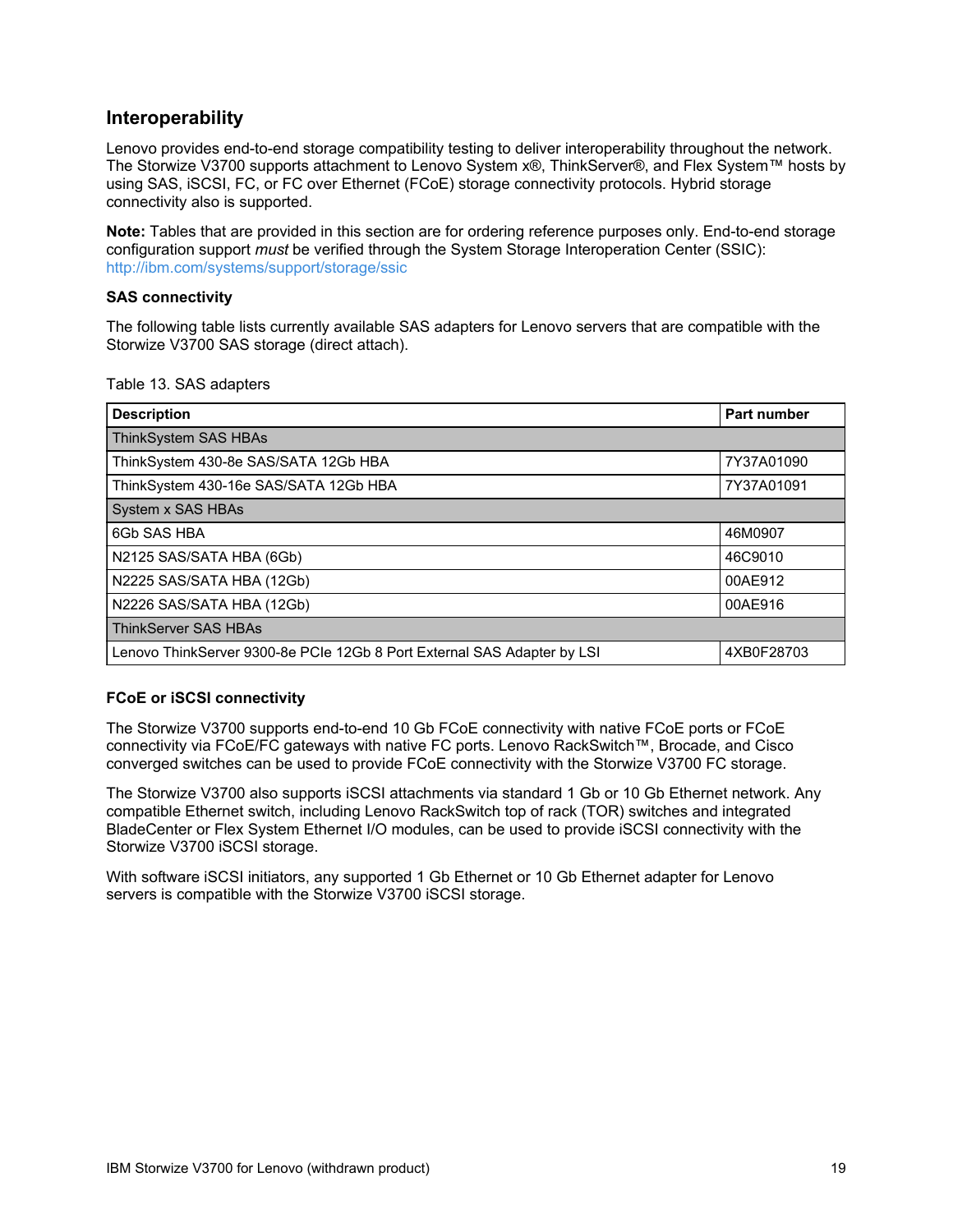## Interoperability

Lenovo provides end-to-end storage compatibility testing to deliver interoperability throughout the network. The Storwize V3700 supports attachment to Lenovo System x®, ThinkServer®, and Flex System™ hosts by using SAS, iSCSI, FC, or FC over Ethernet (FCoE) storage connectivity protocols. Hybrid storage connectivity also is supported.

**Note:** Tables that are provided in this section are for ordering reference purposes only. End-to-end storage configuration support *must* be verified through the System Storage Interoperation Center (SSIC): http://ibm.com/systems/support/storage/ssic

### SAS connectivity

The following table lists currently available SAS adapters for Lenovo servers that are compatible with the Storwize V3700 SAS storage (direct attach).

Table 13. SAS adapters

| Description | Part number |
|---|---|
| ThinkSystem SAS HBAs | |
| ThinkSystem 430-8e SAS/SATA 12Gb HBA | 7Y37A01090 |
| ThinkSystem 430-16e SAS/SATA 12Gb HBA | 7Y37A01091 |
| System x SAS HBAs | |
| 6Gb SAS HBA | 46M0907 |
| N2125 SAS/SATA HBA (6Gb) | 46C9010 |
| N2225 SAS/SATA HBA (12Gb) | 00AE912 |
| N2226 SAS/SATA HBA (12Gb) | 00AE916 |
| ThinkServer SAS HBAs | |
| Lenovo ThinkServer 9300-8e PCIe 12Gb 8 Port External SAS Adapter by LSI | 4XB0F28703 |

### FCoE or iSCSI connectivity

The Storwize V3700 supports end-to-end 10 Gb FCoE connectivity with native FCoE ports or FCoE connectivity via FCoE/FC gateways with native FC ports. Lenovo RackSwitch™, Brocade, and Cisco converged switches can be used to provide FCoE connectivity with the Storwize V3700 FC storage.

The Storwize V3700 also supports iSCSI attachments via standard 1 Gb or 10 Gb Ethernet network. Any compatible Ethernet switch, including Lenovo RackSwitch top of rack (TOR) switches and integrated BladeCenter or Flex System Ethernet I/O modules, can be used to provide iSCSI connectivity with the Storwize V3700 iSCSI storage.

With software iSCSI initiators, any supported 1 Gb Ethernet or 10 Gb Ethernet adapter for Lenovo servers is compatible with the Storwize V3700 iSCSI storage.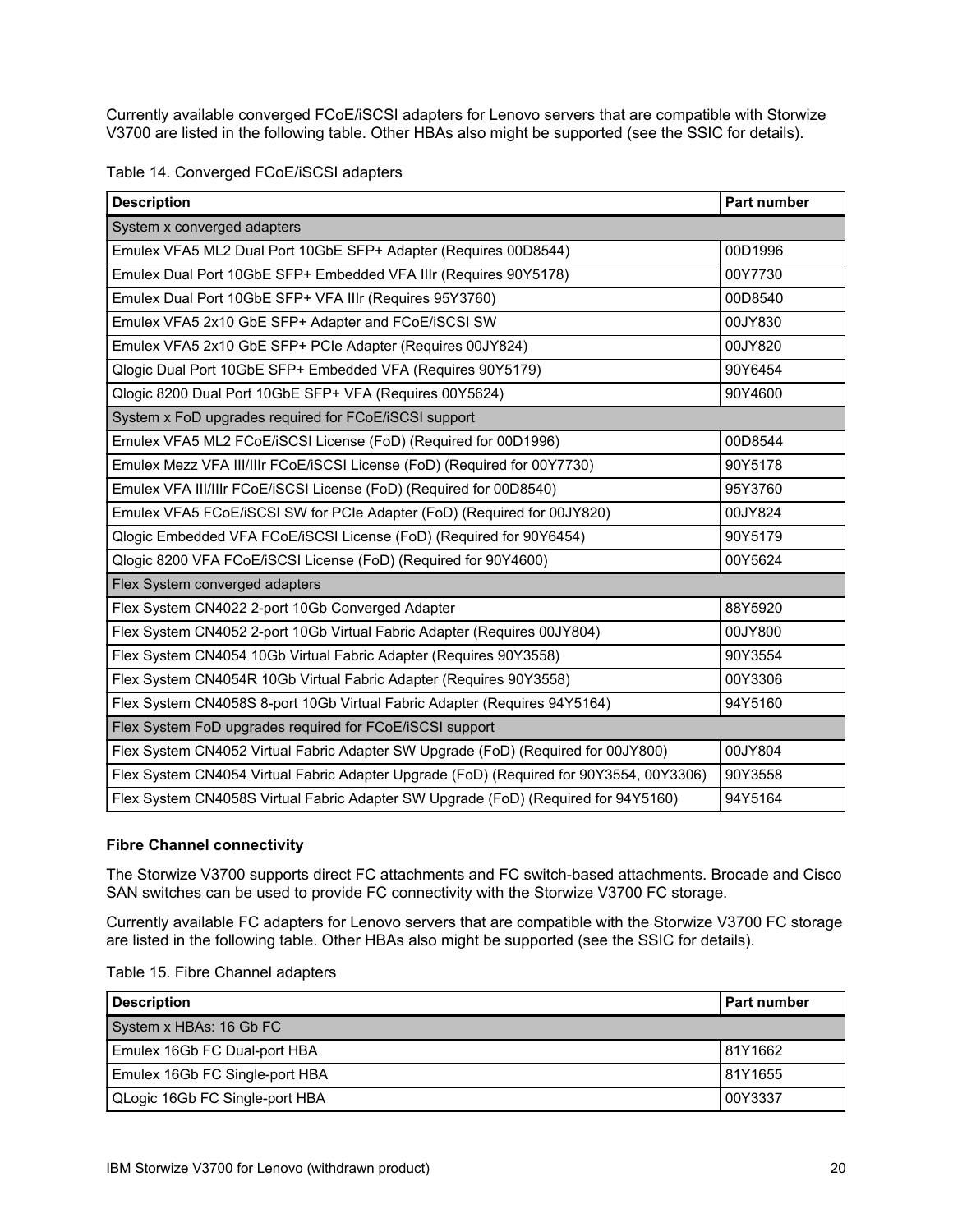Currently available converged FCoE/iSCSI adapters for Lenovo servers that are compatible with Storwize V3700 are listed in the following table. Other HBAs also might be supported (see the SSIC for details).

Table 14. Converged FCoE/iSCSI adapters

| Description | Part number |
|---|---|
| System x converged adapters | |
| Emulex VFA5 ML2 Dual Port 10GbE SFP+ Adapter (Requires 00D8544) | 00D1996 |
| Emulex Dual Port 10GbE SFP+ Embedded VFA IIIr (Requires 90Y5178) | 00Y7730 |
| Emulex Dual Port 10GbE SFP+ VFA IIIr (Requires 95Y3760) | 00D8540 |
| Emulex VFA5 2x10 GbE SFP+ Adapter and FCoE/iSCSI SW | 00JY830 |
| Emulex VFA5 2x10 GbE SFP+ PCIe Adapter (Requires 00JY824) | 00JY820 |
| Qlogic Dual Port 10GbE SFP+ Embedded VFA (Requires 90Y5179) | 90Y6454 |
| Qlogic 8200 Dual Port 10GbE SFP+ VFA (Requires 00Y5624) | 90Y4600 |
| System x FoD upgrades required for FCoE/iSCSI support | |
| Emulex VFA5 ML2 FCoE/iSCSI License (FoD) (Required for 00D1996) | 00D8544 |
| Emulex Mezz VFA III/IIIr FCoE/iSCSI License (FoD) (Required for 00Y7730) | 90Y5178 |
| Emulex VFA III/IIIr FCoE/iSCSI License (FoD) (Required for 00D8540) | 95Y3760 |
| Emulex VFA5 FCoE/iSCSI SW for PCIe Adapter (FoD) (Required for 00JY820) | 00JY824 |
| Qlogic Embedded VFA FCoE/iSCSI License (FoD) (Required for 90Y6454) | 90Y5179 |
| Qlogic 8200 VFA FCoE/iSCSI License (FoD) (Required for 90Y4600) | 00Y5624 |
| Flex System converged adapters | |
| Flex System CN4022 2-port 10Gb Converged Adapter | 88Y5920 |
| Flex System CN4052 2-port 10Gb Virtual Fabric Adapter (Requires 00JY804) | 00JY800 |
| Flex System CN4054 10Gb Virtual Fabric Adapter (Requires 90Y3558) | 90Y3554 |
| Flex System CN4054R 10Gb Virtual Fabric Adapter (Requires 90Y3558) | 00Y3306 |
| Flex System CN4058S 8-port 10Gb Virtual Fabric Adapter (Requires 94Y5164) | 94Y5160 |
| Flex System FoD upgrades required for FCoE/iSCSI support | |
| Flex System CN4052 Virtual Fabric Adapter SW Upgrade (FoD) (Required for 00JY800) | 00JY804 |
| Flex System CN4054 Virtual Fabric Adapter Upgrade (FoD) (Required for 90Y3554, 00Y3306) | 90Y3558 |
| Flex System CN4058S Virtual Fabric Adapter SW Upgrade (FoD) (Required for 94Y5160) | 94Y5164 |

**Fibre Channel connectivity**

The Storwize V3700 supports direct FC attachments and FC switch-based attachments. Brocade and Cisco SAN switches can be used to provide FC connectivity with the Storwize V3700 FC storage.

Currently available FC adapters for Lenovo servers that are compatible with the Storwize V3700 FC storage are listed in the following table. Other HBAs also might be supported (see the SSIC for details).

Table 15. Fibre Channel adapters

| Description | Part number |
|---|---|
| System x HBAs: 16 Gb FC | |
| Emulex 16Gb FC Dual-port HBA | 81Y1662 |
| Emulex 16Gb FC Single-port HBA | 81Y1655 |
| QLogic 16Gb FC Single-port HBA | 00Y3337 |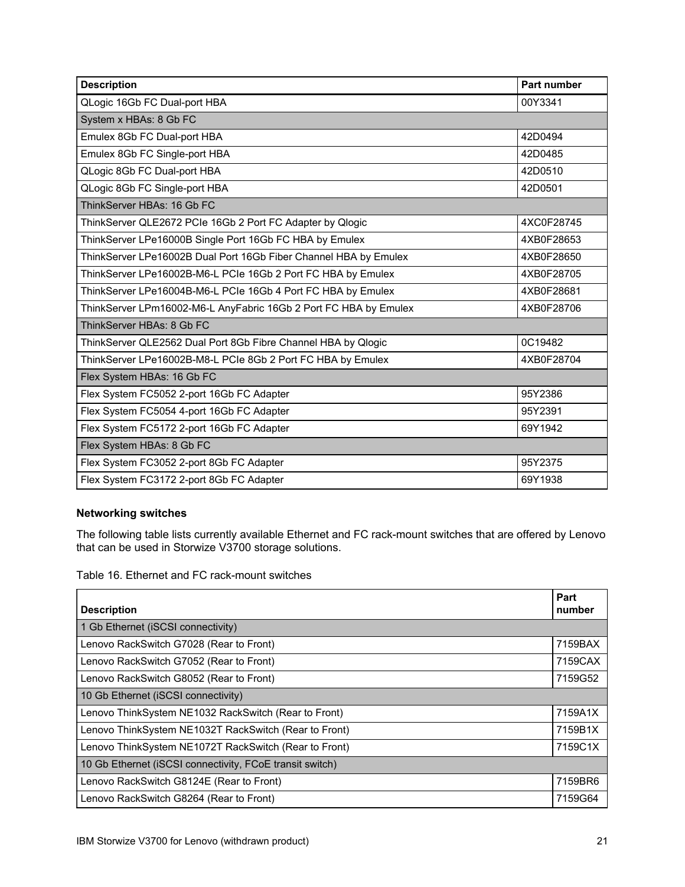| Description | Part number |
|---|---|
| QLogic 16Gb FC Dual-port HBA | 00Y3341 |
| System x HBAs: 8 Gb FC | |
| Emulex 8Gb FC Dual-port HBA | 42D0494 |
| Emulex 8Gb FC Single-port HBA | 42D0485 |
| QLogic 8Gb FC Dual-port HBA | 42D0510 |
| QLogic 8Gb FC Single-port HBA | 42D0501 |
| ThinkServer HBAs: 16 Gb FC | |
| ThinkServer QLE2672 PCIe 16Gb 2 Port FC Adapter by Qlogic | 4XC0F28745 |
| ThinkServer LPe16000B Single Port 16Gb FC HBA by Emulex | 4XB0F28653 |
| ThinkServer LPe16002B Dual Port 16Gb Fiber Channel HBA by Emulex | 4XB0F28650 |
| ThinkServer LPe16002B-M6-L PCIe 16Gb 2 Port FC HBA by Emulex | 4XB0F28705 |
| ThinkServer LPe16004B-M6-L PCIe 16Gb 4 Port FC HBA by Emulex | 4XB0F28681 |
| ThinkServer LPm16002-M6-L AnyFabric 16Gb 2 Port FC HBA by Emulex | 4XB0F28706 |
| ThinkServer HBAs: 8 Gb FC | |
| ThinkServer QLE2562 Dual Port 8Gb Fibre Channel HBA by Qlogic | 0C19482 |
| ThinkServer LPe16002B-M8-L PCIe 8Gb 2 Port FC HBA by Emulex | 4XB0F28704 |
| Flex System HBAs: 16 Gb FC | |
| Flex System FC5052 2-port 16Gb FC Adapter | 95Y2386 |
| Flex System FC5054 4-port 16Gb FC Adapter | 95Y2391 |
| Flex System FC5172 2-port 16Gb FC Adapter | 69Y1942 |
| Flex System HBAs: 8 Gb FC | |
| Flex System FC3052 2-port 8Gb FC Adapter | 95Y2375 |
| Flex System FC3172 2-port 8Gb FC Adapter | 69Y1938 |

### Networking switches

The following table lists currently available Ethernet and FC rack-mount switches that are offered by Lenovo that can be used in Storwize V3700 storage solutions.

Table 16. Ethernet and FC rack-mount switches

| Description | Part number |
|---|---|
| 1 Gb Ethernet (iSCSI connectivity) | |
| Lenovo RackSwitch G7028 (Rear to Front) | 7159BAX |
| Lenovo RackSwitch G7052 (Rear to Front) | 7159CAX |
| Lenovo RackSwitch G8052 (Rear to Front) | 7159G52 |
| 10 Gb Ethernet (iSCSI connectivity) | |
| Lenovo ThinkSystem NE1032 RackSwitch (Rear to Front) | 7159A1X |
| Lenovo ThinkSystem NE1032T RackSwitch (Rear to Front) | 7159B1X |
| Lenovo ThinkSystem NE1072T RackSwitch (Rear to Front) | 7159C1X |
| 10 Gb Ethernet (iSCSI connectivity, FCoE transit switch) | |
| Lenovo RackSwitch G8124E (Rear to Front) | 7159BR6 |
| Lenovo RackSwitch G8264 (Rear to Front) | 7159G64 |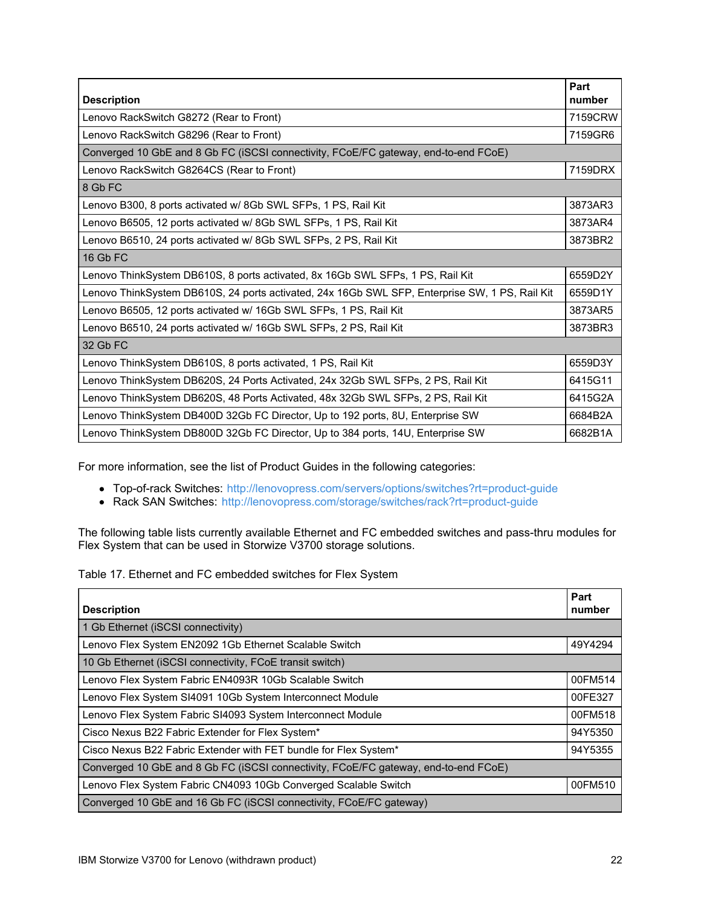| Description | Part number |
|---|---|
| Lenovo RackSwitch G8272 (Rear to Front) | 7159CRW |
| Lenovo RackSwitch G8296 (Rear to Front) | 7159GR6 |
| Converged 10 GbE and 8 Gb FC (iSCSI connectivity, FCoE/FC gateway, end-to-end FCoE) | |
| Lenovo RackSwitch G8264CS (Rear to Front) | 7159DRX |
| 8 Gb FC | |
| Lenovo B300, 8 ports activated w/ 8Gb SWL SFPs, 1 PS, Rail Kit | 3873AR3 |
| Lenovo B6505, 12 ports activated w/ 8Gb SWL SFPs, 1 PS, Rail Kit | 3873AR4 |
| Lenovo B6510, 24 ports activated w/ 8Gb SWL SFPs, 2 PS, Rail Kit | 3873BR2 |
| 16 Gb FC | |
| Lenovo ThinkSystem DB610S, 8 ports activated, 8x 16Gb SWL SFPs, 1 PS, Rail Kit | 6559D2Y |
| Lenovo ThinkSystem DB610S, 24 ports activated, 24x 16Gb SWL SFP, Enterprise SW, 1 PS, Rail Kit | 6559D1Y |
| Lenovo B6505, 12 ports activated w/ 16Gb SWL SFPs, 1 PS, Rail Kit | 3873AR5 |
| Lenovo B6510, 24 ports activated w/ 16Gb SWL SFPs, 2 PS, Rail Kit | 3873BR3 |
| 32 Gb FC | |
| Lenovo ThinkSystem DB610S, 8 ports activated, 1 PS, Rail Kit | 6559D3Y |
| Lenovo ThinkSystem DB620S, 24 Ports Activated, 24x 32Gb SWL SFPs, 2 PS, Rail Kit | 6415G11 |
| Lenovo ThinkSystem DB620S, 48 Ports Activated, 48x 32Gb SWL SFPs, 2 PS, Rail Kit | 6415G2A |
| Lenovo ThinkSystem DB400D 32Gb FC Director, Up to 192 ports, 8U, Enterprise SW | 6684B2A |
| Lenovo ThinkSystem DB800D 32Gb FC Director, Up to 384 ports, 14U, Enterprise SW | 6682B1A |

For more information, see the list of Product Guides in the following categories:

- Top-of-rack Switches: http://lenovopress.com/servers/options/switches?rt=product-guide
- Rack SAN Switches: http://lenovopress.com/storage/switches/rack?rt=product-guide

The following table lists currently available Ethernet and FC embedded switches and pass-thru modules for Flex System that can be used in Storwize V3700 storage solutions.

Table 17. Ethernet and FC embedded switches for Flex System

| Description | Part number |
|---|---|
| 1 Gb Ethernet (iSCSI connectivity) | |
| Lenovo Flex System EN2092 1Gb Ethernet Scalable Switch | 49Y4294 |
| 10 Gb Ethernet (iSCSI connectivity, FCoE transit switch) | |
| Lenovo Flex System Fabric EN4093R 10Gb Scalable Switch | 00FM514 |
| Lenovo Flex System SI4091 10Gb System Interconnect Module | 00FE327 |
| Lenovo Flex System Fabric SI4093 System Interconnect Module | 00FM518 |
| Cisco Nexus B22 Fabric Extender for Flex System* | 94Y5350 |
| Cisco Nexus B22 Fabric Extender with FET bundle for Flex System* | 94Y5355 |
| Converged 10 GbE and 8 Gb FC (iSCSI connectivity, FCoE/FC gateway, end-to-end FCoE) | |
| Lenovo Flex System Fabric CN4093 10Gb Converged Scalable Switch | 00FM510 |
| Converged 10 GbE and 16 Gb FC (iSCSI connectivity, FCoE/FC gateway) | |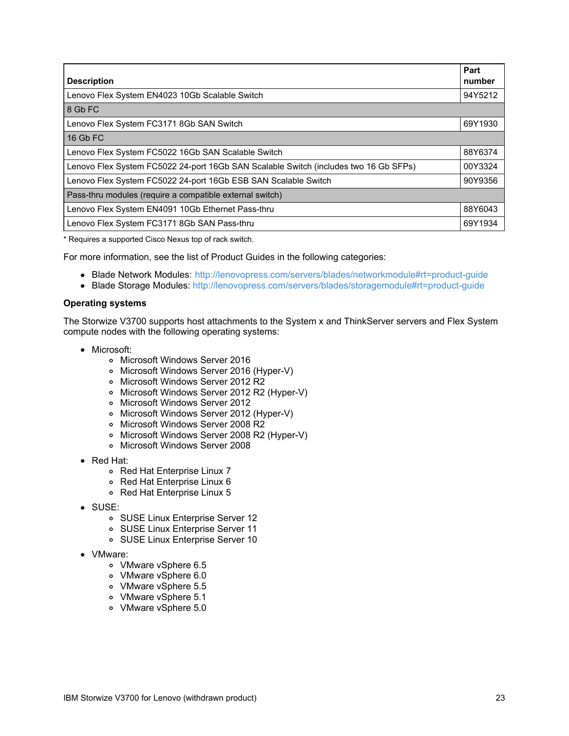| Description | Part number |
|---|---|
| Lenovo Flex System EN4023 10Gb Scalable Switch | 94Y5212 |
| 8 Gb FC | |
| Lenovo Flex System FC3171 8Gb SAN Switch | 69Y1930 |
| 16 Gb FC | |
| Lenovo Flex System FC5022 16Gb SAN Scalable Switch | 88Y6374 |
| Lenovo Flex System FC5022 24-port 16Gb SAN Scalable Switch (includes two 16 Gb SFPs) | 00Y3324 |
| Lenovo Flex System FC5022 24-port 16Gb ESB SAN Scalable Switch | 90Y9356 |
| Pass-thru modules (require a compatible external switch) | |
| Lenovo Flex System EN4091 10Gb Ethernet Pass-thru | 88Y6043 |
| Lenovo Flex System FC3171 8Gb SAN Pass-thru | 69Y1934 |

* Requires a supported Cisco Nexus top of rack switch.

For more information, see the list of Product Guides in the following categories:

- Blade Network Modules: http://lenovopress.com/servers/blades/networkmodule#rt=product-guide
- Blade Storage Modules: http://lenovopress.com/servers/blades/storagemodule#rt=product-guide

**Operating systems**

The Storwize V3700 supports host attachments to the System x and ThinkServer servers and Flex System compute nodes with the following operating systems:

- Microsoft:
  - Microsoft Windows Server 2016
  - Microsoft Windows Server 2016 (Hyper-V)
  - Microsoft Windows Server 2012 R2
  - Microsoft Windows Server 2012 R2 (Hyper-V)
  - Microsoft Windows Server 2012
  - Microsoft Windows Server 2012 (Hyper-V)
  - Microsoft Windows Server 2008 R2
  - Microsoft Windows Server 2008 R2 (Hyper-V)
  - Microsoft Windows Server 2008
- Red Hat:
  - Red Hat Enterprise Linux 7
  - Red Hat Enterprise Linux 6
  - Red Hat Enterprise Linux 5
- SUSE:
  - SUSE Linux Enterprise Server 12
  - SUSE Linux Enterprise Server 11
  - SUSE Linux Enterprise Server 10
- VMware:
  - VMware vSphere 6.5
  - VMware vSphere 6.0
  - VMware vSphere 5.5
  - VMware vSphere 5.1
  - VMware vSphere 5.0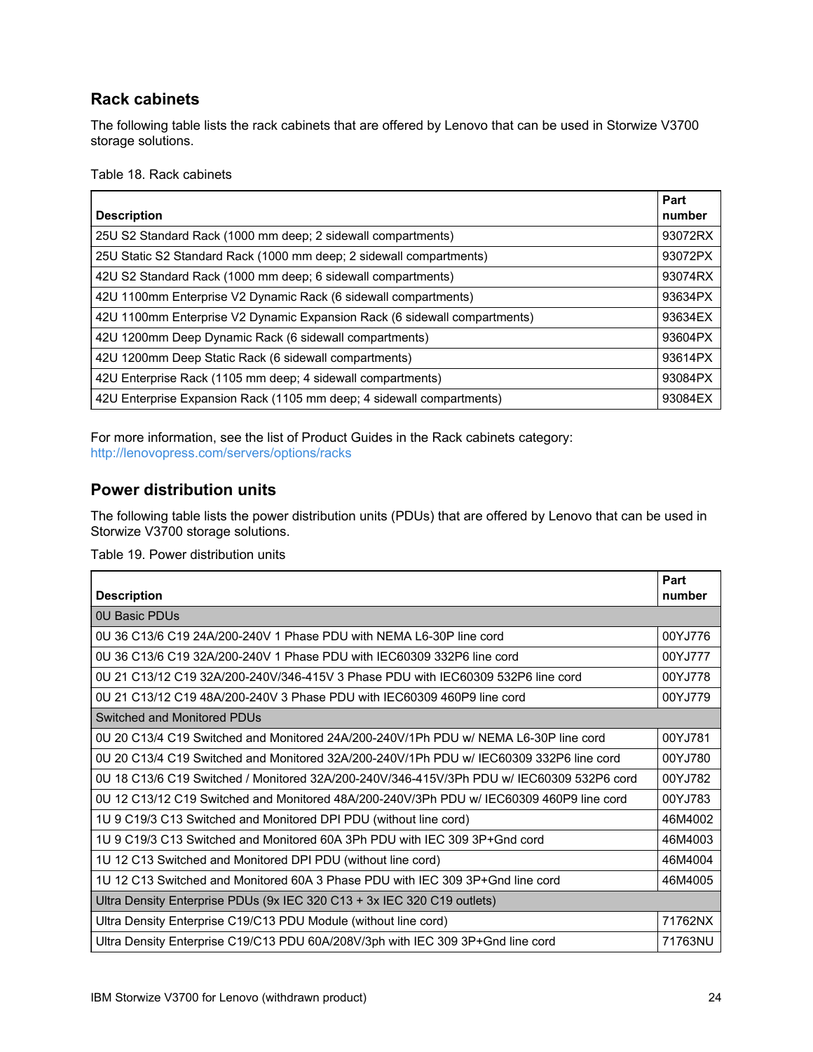## Rack cabinets

The following table lists the rack cabinets that are offered by Lenovo that can be used in Storwize V3700 storage solutions.

Table 18. Rack cabinets

| Description | Part number |
|---|---|
| 25U S2 Standard Rack (1000 mm deep; 2 sidewall compartments) | 93072RX |
| 25U Static S2 Standard Rack (1000 mm deep; 2 sidewall compartments) | 93072PX |
| 42U S2 Standard Rack (1000 mm deep; 6 sidewall compartments) | 93074RX |
| 42U 1100mm Enterprise V2 Dynamic Rack (6 sidewall compartments) | 93634PX |
| 42U 1100mm Enterprise V2 Dynamic Expansion Rack (6 sidewall compartments) | 93634EX |
| 42U 1200mm Deep Dynamic Rack (6 sidewall compartments) | 93604PX |
| 42U 1200mm Deep Static Rack (6 sidewall compartments) | 93614PX |
| 42U Enterprise Rack (1105 mm deep; 4 sidewall compartments) | 93084PX |
| 42U Enterprise Expansion Rack (1105 mm deep; 4 sidewall compartments) | 93084EX |

For more information, see the list of Product Guides in the Rack cabinets category: http://lenovopress.com/servers/options/racks

## Power distribution units

The following table lists the power distribution units (PDUs) that are offered by Lenovo that can be used in Storwize V3700 storage solutions.

Table 19. Power distribution units

| Description | Part number |
|---|---|
| 0U Basic PDUs | |
| 0U 36 C13/6 C19 24A/200-240V 1 Phase PDU with NEMA L6-30P line cord | 00YJ776 |
| 0U 36 C13/6 C19 32A/200-240V 1 Phase PDU with IEC60309 332P6 line cord | 00YJ777 |
| 0U 21 C13/12 C19 32A/200-240V/346-415V 3 Phase PDU with IEC60309 532P6 line cord | 00YJ778 |
| 0U 21 C13/12 C19 48A/200-240V 3 Phase PDU with IEC60309 460P9 line cord | 00YJ779 |
| Switched and Monitored PDUs | |
| 0U 20 C13/4 C19 Switched and Monitored 24A/200-240V/1Ph PDU w/ NEMA L6-30P line cord | 00YJ781 |
| 0U 20 C13/4 C19 Switched and Monitored 32A/200-240V/1Ph PDU w/ IEC60309 332P6 line cord | 00YJ780 |
| 0U 18 C13/6 C19 Switched / Monitored 32A/200-240V/346-415V/3Ph PDU w/ IEC60309 532P6 cord | 00YJ782 |
| 0U 12 C13/12 C19 Switched and Monitored 48A/200-240V/3Ph PDU w/ IEC60309 460P9 line cord | 00YJ783 |
| 1U 9 C19/3 C13 Switched and Monitored DPI PDU (without line cord) | 46M4002 |
| 1U 9 C19/3 C13 Switched and Monitored 60A 3Ph PDU with IEC 309 3P+Gnd cord | 46M4003 |
| 1U 12 C13 Switched and Monitored DPI PDU (without line cord) | 46M4004 |
| 1U 12 C13 Switched and Monitored 60A 3 Phase PDU with IEC 309 3P+Gnd line cord | 46M4005 |
| Ultra Density Enterprise PDUs (9x IEC 320 C13 + 3x IEC 320 C19 outlets) | |
| Ultra Density Enterprise C19/C13 PDU Module (without line cord) | 71762NX |
| Ultra Density Enterprise C19/C13 PDU 60A/208V/3ph with IEC 309 3P+Gnd line cord | 71763NU |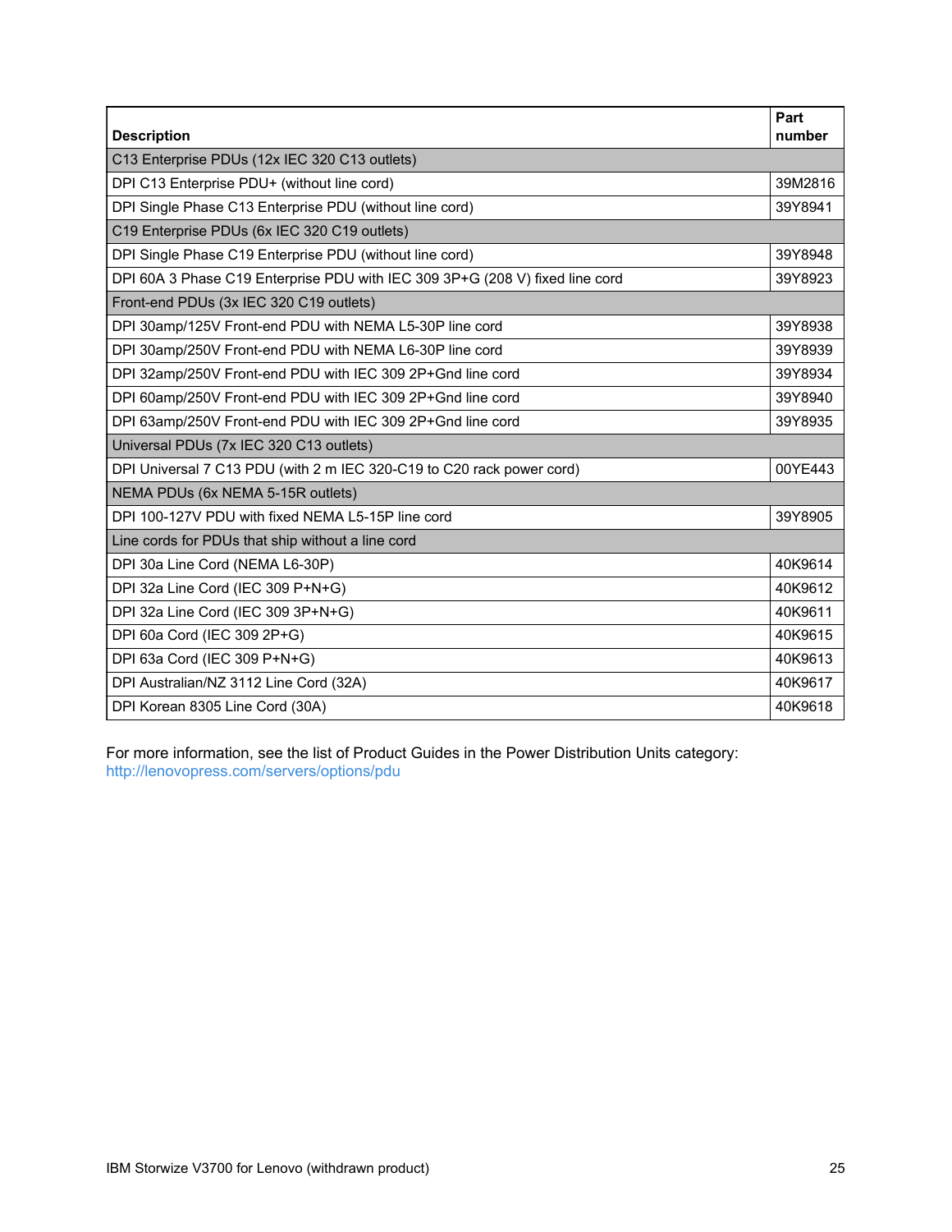| Description | Part number |
|---|---|
| C13 Enterprise PDUs (12x IEC 320 C13 outlets) | |
| DPI C13 Enterprise PDU+ (without line cord) | 39M2816 |
| DPI Single Phase C13 Enterprise PDU (without line cord) | 39Y8941 |
| C19 Enterprise PDUs (6x IEC 320 C19 outlets) | |
| DPI Single Phase C19 Enterprise PDU (without line cord) | 39Y8948 |
| DPI 60A 3 Phase C19 Enterprise PDU with IEC 309 3P+G (208 V) fixed line cord | 39Y8923 |
| Front-end PDUs (3x IEC 320 C19 outlets) | |
| DPI 30amp/125V Front-end PDU with NEMA L5-30P line cord | 39Y8938 |
| DPI 30amp/250V Front-end PDU with NEMA L6-30P line cord | 39Y8939 |
| DPI 32amp/250V Front-end PDU with IEC 309 2P+Gnd line cord | 39Y8934 |
| DPI 60amp/250V Front-end PDU with IEC 309 2P+Gnd line cord | 39Y8940 |
| DPI 63amp/250V Front-end PDU with IEC 309 2P+Gnd line cord | 39Y8935 |
| Universal PDUs (7x IEC 320 C13 outlets) | |
| DPI Universal 7 C13 PDU (with 2 m IEC 320-C19 to C20 rack power cord) | 00YE443 |
| NEMA PDUs (6x NEMA 5-15R outlets) | |
| DPI 100-127V PDU with fixed NEMA L5-15P line cord | 39Y8905 |
| Line cords for PDUs that ship without a line cord | |
| DPI 30a Line Cord (NEMA L6-30P) | 40K9614 |
| DPI 32a Line Cord (IEC 309 P+N+G) | 40K9612 |
| DPI 32a Line Cord (IEC 309 3P+N+G) | 40K9611 |
| DPI 60a Cord (IEC 309 2P+G) | 40K9615 |
| DPI 63a Cord (IEC 309 P+N+G) | 40K9613 |
| DPI Australian/NZ 3112 Line Cord (32A) | 40K9617 |
| DPI Korean 8305 Line Cord (30A) | 40K9618 |

For more information, see the list of Product Guides in the Power Distribution Units category: http://lenovopress.com/servers/options/pdu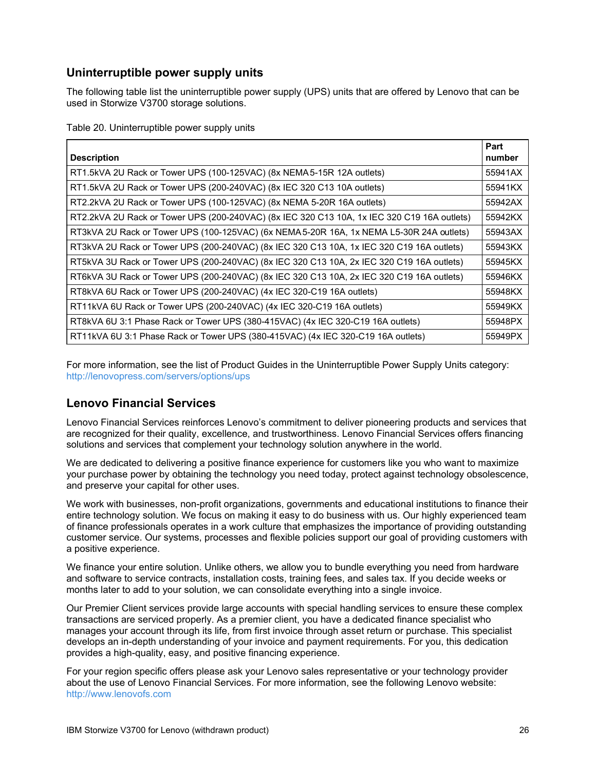## Uninterruptible power supply units

The following table list the uninterruptible power supply (UPS) units that are offered by Lenovo that can be used in Storwize V3700 storage solutions.

Table 20. Uninterruptible power supply units

| Description | Part number |
|---|---|
| RT1.5kVA 2U Rack or Tower UPS (100-125VAC) (8x NEMA 5-15R 12A outlets) | 55941AX |
| RT1.5kVA 2U Rack or Tower UPS (200-240VAC) (8x IEC 320 C13 10A outlets) | 55941KX |
| RT2.2kVA 2U Rack or Tower UPS (100-125VAC) (8x NEMA 5-20R 16A outlets) | 55942AX |
| RT2.2kVA 2U Rack or Tower UPS (200-240VAC) (8x IEC 320 C13 10A, 1x IEC 320 C19 16A outlets) | 55942KX |
| RT3kVA 2U Rack or Tower UPS (100-125VAC) (6x NEMA 5-20R 16A, 1x NEMA L5-30R 24A outlets) | 55943AX |
| RT3kVA 2U Rack or Tower UPS (200-240VAC) (8x IEC 320 C13 10A, 1x IEC 320 C19 16A outlets) | 55943KX |
| RT5kVA 3U Rack or Tower UPS (200-240VAC) (8x IEC 320 C13 10A, 2x IEC 320 C19 16A outlets) | 55945KX |
| RT6kVA 3U Rack or Tower UPS (200-240VAC) (8x IEC 320 C13 10A, 2x IEC 320 C19 16A outlets) | 55946KX |
| RT8kVA 6U Rack or Tower UPS (200-240VAC) (4x IEC 320-C19 16A outlets) | 55948KX |
| RT11kVA 6U Rack or Tower UPS (200-240VAC) (4x IEC 320-C19 16A outlets) | 55949KX |
| RT8kVA 6U 3:1 Phase Rack or Tower UPS (380-415VAC) (4x IEC 320-C19 16A outlets) | 55948PX |
| RT11kVA 6U 3:1 Phase Rack or Tower UPS (380-415VAC) (4x IEC 320-C19 16A outlets) | 55949PX |

For more information, see the list of Product Guides in the Uninterruptible Power Supply Units category: http://lenovopress.com/servers/options/ups

## Lenovo Financial Services

Lenovo Financial Services reinforces Lenovo's commitment to deliver pioneering products and services that are recognized for their quality, excellence, and trustworthiness. Lenovo Financial Services offers financing solutions and services that complement your technology solution anywhere in the world.

We are dedicated to delivering a positive finance experience for customers like you who want to maximize your purchase power by obtaining the technology you need today, protect against technology obsolescence, and preserve your capital for other uses.

We work with businesses, non-profit organizations, governments and educational institutions to finance their entire technology solution. We focus on making it easy to do business with us. Our highly experienced team of finance professionals operates in a work culture that emphasizes the importance of providing outstanding customer service. Our systems, processes and flexible policies support our goal of providing customers with a positive experience.

We finance your entire solution. Unlike others, we allow you to bundle everything you need from hardware and software to service contracts, installation costs, training fees, and sales tax. If you decide weeks or months later to add to your solution, we can consolidate everything into a single invoice.

Our Premier Client services provide large accounts with special handling services to ensure these complex transactions are serviced properly. As a premier client, you have a dedicated finance specialist who manages your account through its life, from first invoice through asset return or purchase. This specialist develops an in-depth understanding of your invoice and payment requirements. For you, this dedication provides a high-quality, easy, and positive financing experience.

For your region specific offers please ask your Lenovo sales representative or your technology provider about the use of Lenovo Financial Services. For more information, see the following Lenovo website: http://www.lenovofs.com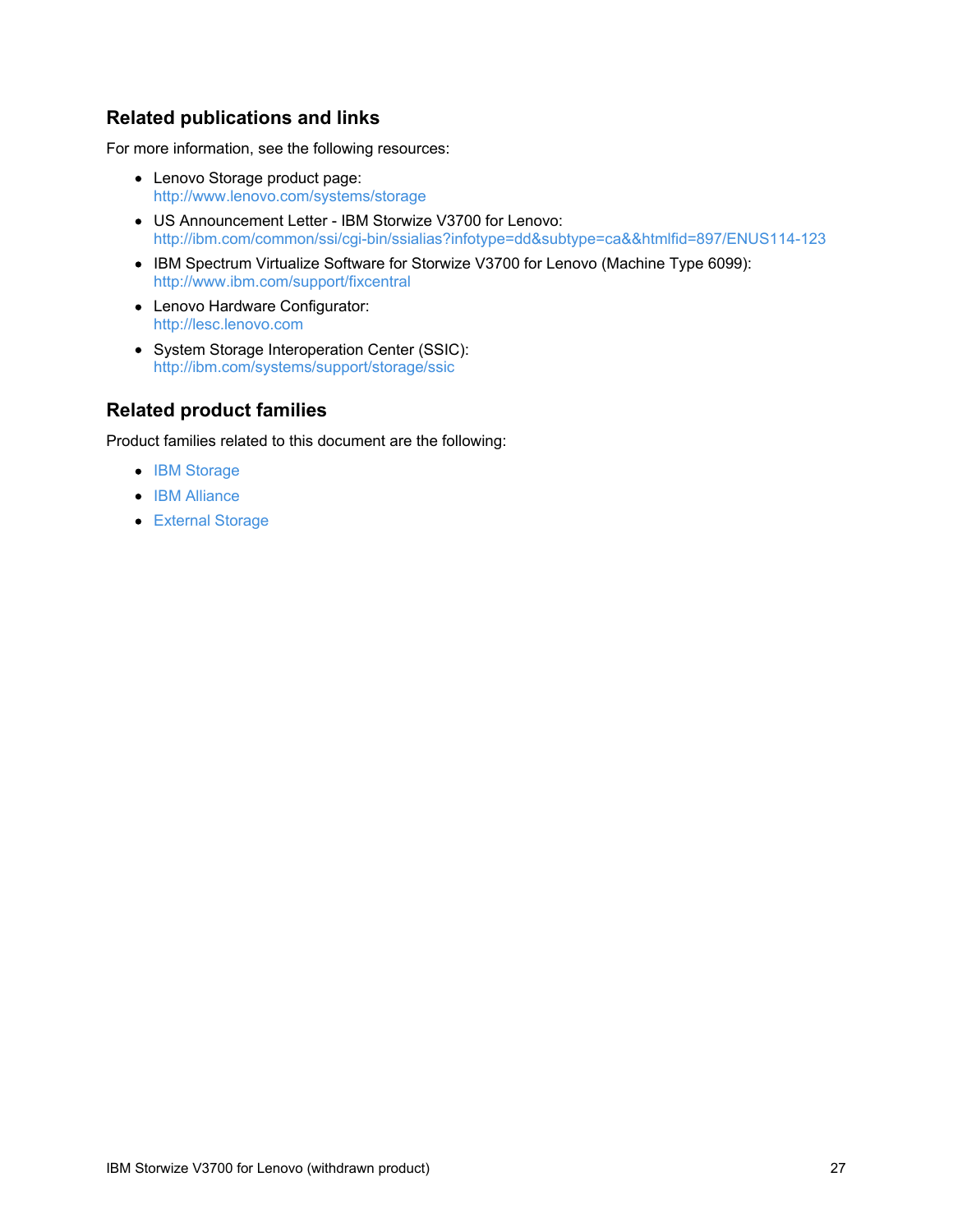## Related publications and links

For more information, see the following resources:

- Lenovo Storage product page:
  http://www.lenovo.com/systems/storage
- US Announcement Letter - IBM Storwize V3700 for Lenovo:
  http://ibm.com/common/ssi/cgi-bin/ssialias?infotype=dd&subtype=ca&&htmlfid=897/ENUS114-123
- IBM Spectrum Virtualize Software for Storwize V3700 for Lenovo (Machine Type 6099):
  http://www.ibm.com/support/fixcentral
- Lenovo Hardware Configurator:
  http://lesc.lenovo.com
- System Storage Interoperation Center (SSIC):
  http://ibm.com/systems/support/storage/ssic

## Related product families

Product families related to this document are the following:

- IBM Storage
- IBM Alliance
- External Storage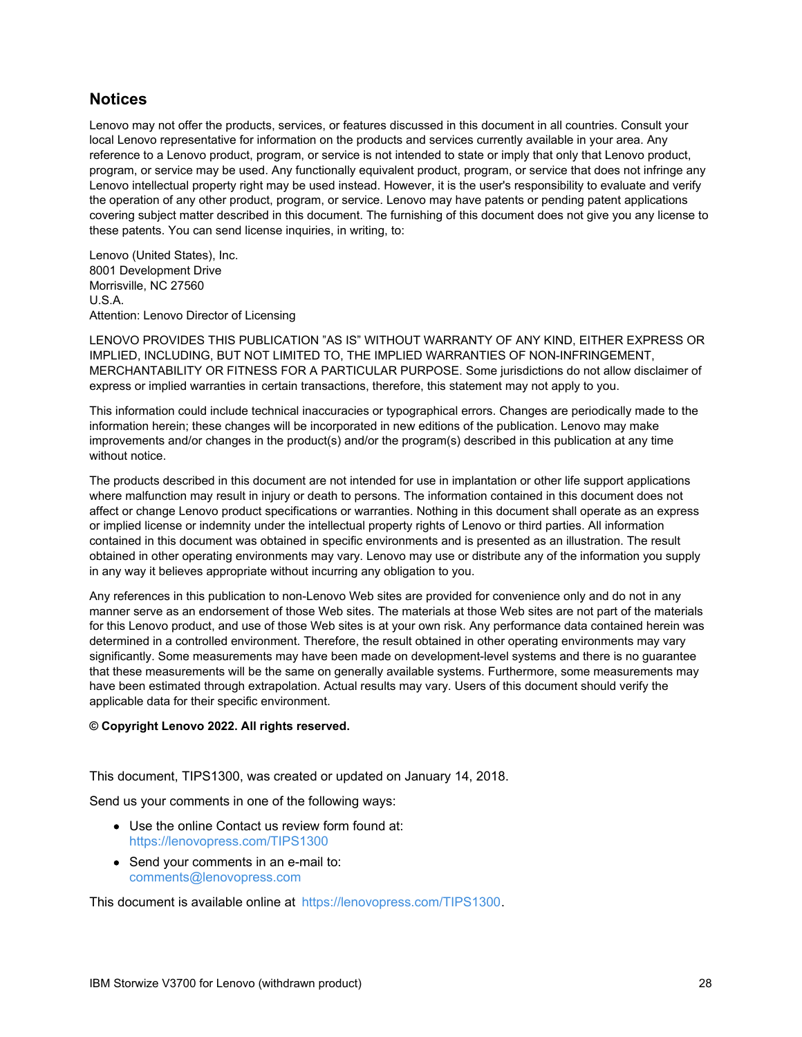## Notices

Lenovo may not offer the products, services, or features discussed in this document in all countries. Consult your local Lenovo representative for information on the products and services currently available in your area. Any reference to a Lenovo product, program, or service is not intended to state or imply that only that Lenovo product, program, or service may be used. Any functionally equivalent product, program, or service that does not infringe any Lenovo intellectual property right may be used instead. However, it is the user's responsibility to evaluate and verify the operation of any other product, program, or service. Lenovo may have patents or pending patent applications covering subject matter described in this document. The furnishing of this document does not give you any license to these patents. You can send license inquiries, in writing, to:

Lenovo (United States), Inc.
8001 Development Drive
Morrisville, NC 27560
U.S.A.
Attention: Lenovo Director of Licensing

LENOVO PROVIDES THIS PUBLICATION "AS IS" WITHOUT WARRANTY OF ANY KIND, EITHER EXPRESS OR IMPLIED, INCLUDING, BUT NOT LIMITED TO, THE IMPLIED WARRANTIES OF NON-INFRINGEMENT, MERCHANTABILITY OR FITNESS FOR A PARTICULAR PURPOSE. Some jurisdictions do not allow disclaimer of express or implied warranties in certain transactions, therefore, this statement may not apply to you.

This information could include technical inaccuracies or typographical errors. Changes are periodically made to the information herein; these changes will be incorporated in new editions of the publication. Lenovo may make improvements and/or changes in the product(s) and/or the program(s) described in this publication at any time without notice.

The products described in this document are not intended for use in implantation or other life support applications where malfunction may result in injury or death to persons. The information contained in this document does not affect or change Lenovo product specifications or warranties. Nothing in this document shall operate as an express or implied license or indemnity under the intellectual property rights of Lenovo or third parties. All information contained in this document was obtained in specific environments and is presented as an illustration. The result obtained in other operating environments may vary. Lenovo may use or distribute any of the information you supply in any way it believes appropriate without incurring any obligation to you.

Any references in this publication to non-Lenovo Web sites are provided for convenience only and do not in any manner serve as an endorsement of those Web sites. The materials at those Web sites are not part of the materials for this Lenovo product, and use of those Web sites is at your own risk. Any performance data contained herein was determined in a controlled environment. Therefore, the result obtained in other operating environments may vary significantly. Some measurements may have been made on development-level systems and there is no guarantee that these measurements will be the same on generally available systems. Furthermore, some measurements may have been estimated through extrapolation. Actual results may vary. Users of this document should verify the applicable data for their specific environment.

**© Copyright Lenovo 2022. All rights reserved.**

This document, TIPS1300, was created or updated on January 14, 2018.

Send us your comments in one of the following ways:

- Use the online Contact us review form found at:
  https://lenovopress.com/TIPS1300
- Send your comments in an e-mail to:
  comments@lenovopress.com

This document is available online at https://lenovopress.com/TIPS1300.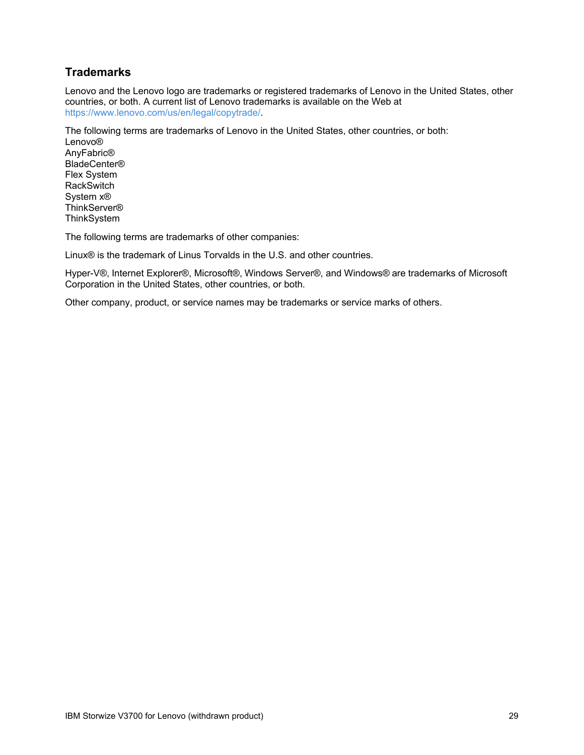## Trademarks

Lenovo and the Lenovo logo are trademarks or registered trademarks of Lenovo in the United States, other countries, or both. A current list of Lenovo trademarks is available on the Web at https://www.lenovo.com/us/en/legal/copytrade/.

The following terms are trademarks of Lenovo in the United States, other countries, or both:
Lenovo®
AnyFabric®
BladeCenter®
Flex System
RackSwitch
System x®
ThinkServer®
ThinkSystem

The following terms are trademarks of other companies:

Linux® is the trademark of Linus Torvalds in the U.S. and other countries.

Hyper-V®, Internet Explorer®, Microsoft®, Windows Server®, and Windows® are trademarks of Microsoft Corporation in the United States, other countries, or both.

Other company, product, or service names may be trademarks or service marks of others.